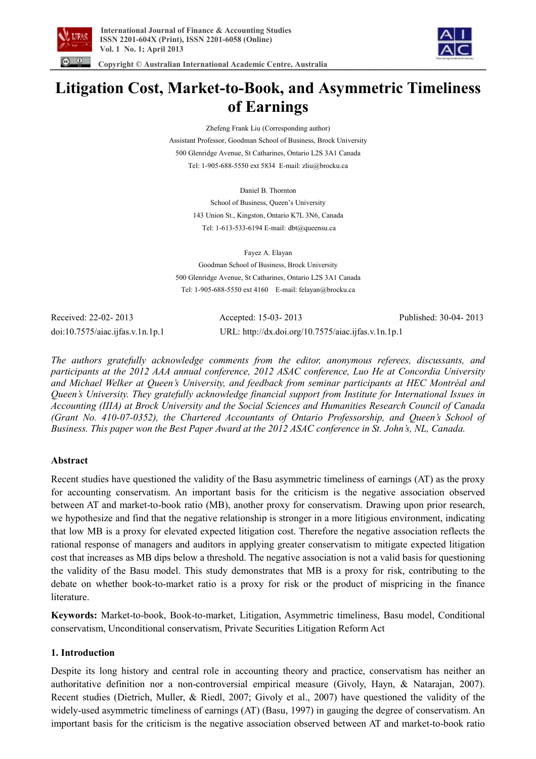# Litigation Cost, Market-to-Book, and Asymmetric Timeliness of Earnings

Zhefeng Frank Liu (Corresponding author)
Assistant Professor, Goodman School of Business, Brock University
500 Glenridge Avenue, St Catharines, Ontario L2S 3A1 Canada
Tel: 1-905-688-5550 ext 5834 E-mail: zliu@brocku.ca

Daniel B. Thornton
School of Business, Queen's University
143 Union St., Kingston, Ontario K7L 3N6, Canada
Tel: 1-613-533-6194 E-mail: dbt@queensu.ca

Fayez A. Elayan
Goodman School of Business, Brock University
500 Glenridge Avenue, St Catharines, Ontario L2S 3A1 Canada
Tel: 1-905-688-5550 ext 4160 E-mail: felayan@brocku.ca

Received: 22-02- 2013 Accepted: 15-03- 2013 Published: 30-04- 2013
doi:10.7575/aiac.ijfas.v.1n.1p.1 URL: http://dx.doi.org/10.7575/aiac.ijfas.v.1n.1p.1

*The authors gratefully acknowledge comments from the editor, anonymous referees, discussants, and participants at the 2012 AAA annual conference, 2012 ASAC conference, Luo He at Concordia University and Michael Welker at Queen's University, and feedback from seminar participants at HEC Montréal and Queen's University. They gratefully acknowledge financial support from Institute for International Issues in Accounting (IIIA) at Brock University and the Social Sciences and Humanities Research Council of Canada (Grant No. 410-07-0352), the Chartered Accountants of Ontario Professorship, and Queen's School of Business. This paper won the Best Paper Award at the 2012 ASAC conference in St. John's, NL, Canada.*

## Abstract

Recent studies have questioned the validity of the Basu asymmetric timeliness of earnings (AT) as the proxy for accounting conservatism. An important basis for the criticism is the negative association observed between AT and market-to-book ratio (MB), another proxy for conservatism. Drawing upon prior research, we hypothesize and find that the negative relationship is stronger in a more litigious environment, indicating that low MB is a proxy for elevated expected litigation cost. Therefore the negative association reflects the rational response of managers and auditors in applying greater conservatism to mitigate expected litigation cost that increases as MB dips below a threshold. The negative association is not a valid basis for questioning the validity of the Basu model. This study demonstrates that MB is a proxy for risk, contributing to the debate on whether book-to-market ratio is a proxy for risk or the product of mispricing in the finance literature.

**Keywords:** Market-to-book, Book-to-market, Litigation, Asymmetric timeliness, Basu model, Conditional conservatism, Unconditional conservatism, Private Securities Litigation Reform Act

## 1. Introduction

Despite its long history and central role in accounting theory and practice, conservatism has neither an authoritative definition nor a non-controversial measure (Givoly, Hayn, & Natarajan, 2007). Recent studies (Dietrich, Muller, & Riedl, 2007; Givoly et al., 2007) have questioned the validity of the widely-used asymmetric timeliness of earnings (AT) (Basu, 1997) in gauging the degree of conservatism. An important basis for the criticism is the negative association observed between AT and market-to-book ratio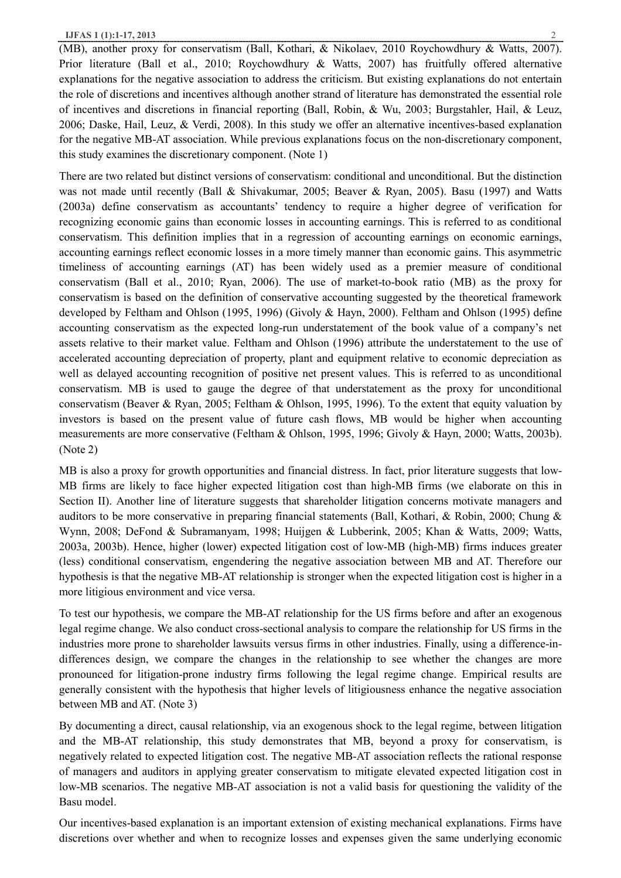(MB), another proxy for conservatism (Ball, Kothari, & Nikolaev, 2010 Roychowdhury & Watts, 2007). Prior literature (Ball et al., 2010; Roychowdhury & Watts, 2007) has fruitfully offered alternative explanations for the negative association to address the criticism. But existing explanations do not entertain the role of discretions and incentives although another strand of literature has demonstrated the essential role of incentives and discretions in financial reporting (Ball, Robin, & Wu, 2003; Burgstahler, Hail, & Leuz, 2006; Daske, Hail, Leuz, & Verdi, 2008). In this study we offer an alternative incentives-based explanation for the negative MB-AT association. While previous explanations focus on the non-discretionary component, this study examines the discretionary component. (Note 1)

There are two related but distinct versions of conservatism: conditional and unconditional. But the distinction was not made until recently (Ball & Shivakumar, 2005; Beaver & Ryan, 2005). Basu (1997) and Watts (2003a) define conservatism as accountants' tendency to require a higher degree of verification for recognizing economic gains than economic losses in accounting earnings. This is referred to as conditional conservatism. This definition implies that in a regression of accounting earnings on economic earnings, accounting earnings reflect economic losses in a more timely manner than economic gains. This asymmetric timeliness of accounting earnings (AT) has been widely used as a premier measure of conditional conservatism (Ball et al., 2010; Ryan, 2006). The use of market-to-book ratio (MB) as the proxy for conservatism is based on the definition of conservative accounting suggested by the theoretical framework developed by Feltham and Ohlson (1995, 1996) (Givoly & Hayn, 2000). Feltham and Ohlson (1995) define accounting conservatism as the expected long-run understatement of the book value of a company's net assets relative to their market value. Feltham and Ohlson (1996) attribute the understatement to the use of accelerated accounting depreciation of property, plant and equipment relative to economic depreciation as well as delayed accounting recognition of positive net present values. This is referred to as unconditional conservatism. MB is used to gauge the degree of that understatement as the proxy for unconditional conservatism (Beaver & Ryan, 2005; Feltham & Ohlson, 1995, 1996). To the extent that equity valuation by investors is based on the present value of future cash flows, MB would be higher when accounting measurements are more conservative (Feltham & Ohlson, 1995, 1996; Givoly & Hayn, 2000; Watts, 2003b). (Note 2)

MB is also a proxy for growth opportunities and financial distress. In fact, prior literature suggests that low-MB firms are likely to face higher expected litigation cost than high-MB firms (we elaborate on this in Section II). Another line of literature suggests that shareholder litigation concerns motivate managers and auditors to be more conservative in preparing financial statements (Ball, Kothari, & Robin, 2000; Chung & Wynn, 2008; DeFond & Subramanyam, 1998; Huijgen & Lubberink, 2005; Khan & Watts, 2009; Watts, 2003a, 2003b). Hence, higher (lower) expected litigation cost of low-MB (high-MB) firms induces greater (less) conditional conservatism, engendering the negative association between MB and AT. Therefore our hypothesis is that the negative MB-AT relationship is stronger when the expected litigation cost is higher in a more litigious environment and vice versa.

To test our hypothesis, we compare the MB-AT relationship for the US firms before and after an exogenous legal regime change. We also conduct cross-sectional analysis to compare the relationship for US firms in the industries more prone to shareholder lawsuits versus firms in other industries. Finally, using a difference-in-differences design, we compare the changes in the relationship to see whether the changes are more pronounced for litigation-prone industry firms following the legal regime change. Empirical results are generally consistent with the hypothesis that higher levels of litigiousness enhance the negative association between MB and AT. (Note 3)

By documenting a direct, causal relationship, via an exogenous shock to the legal regime, between litigation and the MB-AT relationship, this study demonstrates that MB, beyond a proxy for conservatism, is negatively related to expected litigation cost. The negative MB-AT association reflects the rational response of managers and auditors in applying greater conservatism to mitigate elevated expected litigation cost in low-MB scenarios. The negative MB-AT association is not a valid basis for questioning the validity of the Basu model.

Our incentives-based explanation is an important extension of existing mechanical explanations. Firms have discretions over whether and when to recognize losses and expenses given the same underlying economic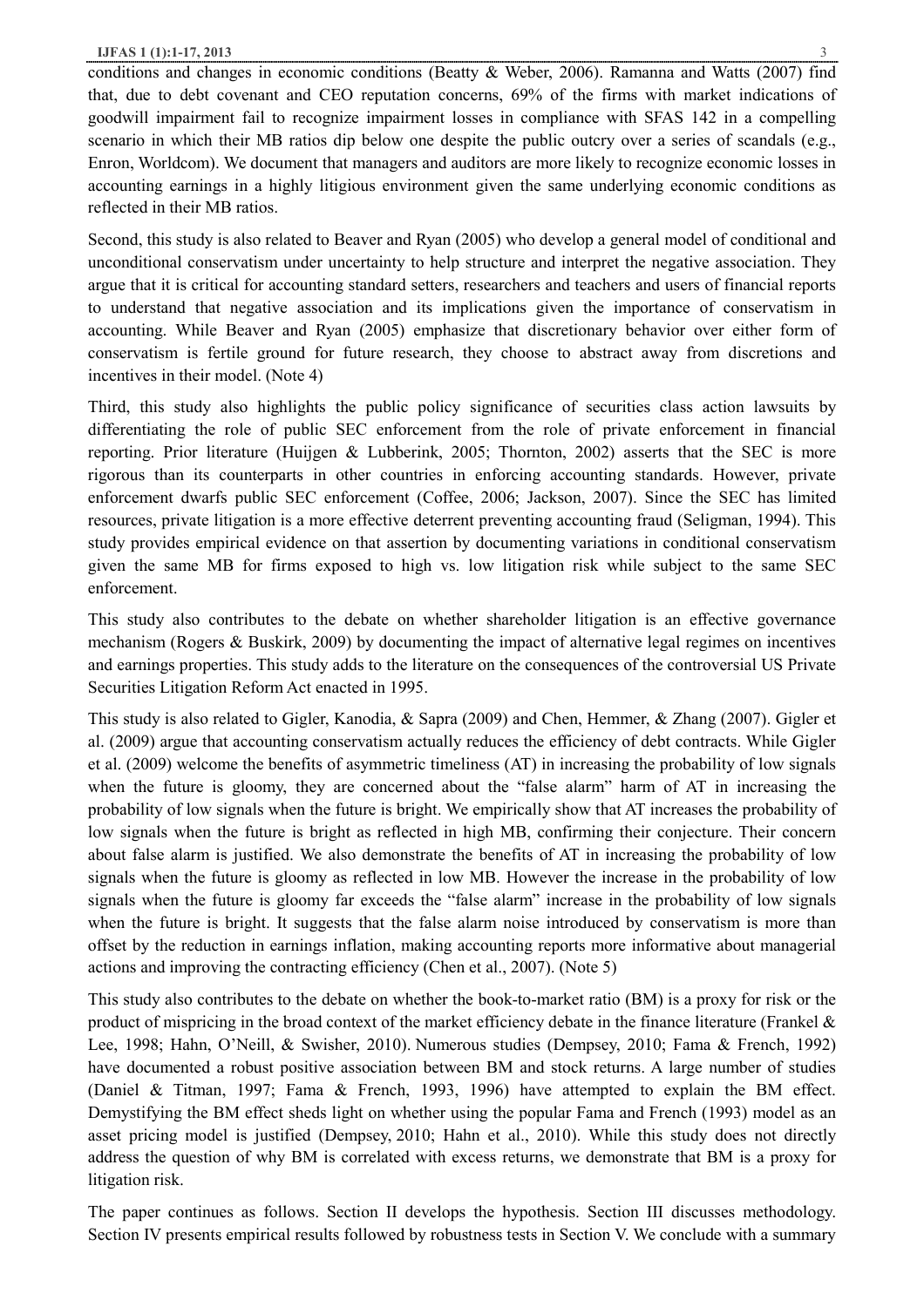conditions and changes in economic conditions (Beatty & Weber, 2006). Ramanna and Watts (2007) find that, due to debt covenant and CEO reputation concerns, 69% of the firms with market indications of goodwill impairment fail to recognize impairment losses in compliance with SFAS 142 in a compelling scenario in which their MB ratios dip below one despite the public outcry over a series of scandals (e.g., Enron, Worldcom). We document that managers and auditors are more likely to recognize economic losses in accounting earnings in a highly litigious environment given the same underlying economic conditions as reflected in their MB ratios.

Second, this study is also related to Beaver and Ryan (2005) who develop a general model of conditional and unconditional conservatism under uncertainty to help structure and interpret the negative association. They argue that it is critical for accounting standard setters, researchers and teachers and users of financial reports to understand that negative association and its implications given the importance of conservatism in accounting. While Beaver and Ryan (2005) emphasize that discretionary behavior over either form of conservatism is fertile ground for future research, they choose to abstract away from discretions and incentives in their model. (Note 4)

Third, this study also highlights the public policy significance of securities class action lawsuits by differentiating the role of public SEC enforcement from the role of private enforcement in financial reporting. Prior literature (Huijgen & Lubberink, 2005; Thornton, 2002) asserts that the SEC is more rigorous than its counterparts in other countries in enforcing accounting standards. However, private enforcement dwarfs public SEC enforcement (Coffee, 2006; Jackson, 2007). Since the SEC has limited resources, private litigation is a more effective deterrent preventing accounting fraud (Seligman, 1994). This study provides empirical evidence on that assertion by documenting variations in conditional conservatism given the same MB for firms exposed to high vs. low litigation risk while subject to the same SEC enforcement.

This study also contributes to the debate on whether shareholder litigation is an effective governance mechanism (Rogers & Buskirk, 2009) by documenting the impact of alternative legal regimes on incentives and earnings properties. This study adds to the literature on the consequences of the controversial US Private Securities Litigation Reform Act enacted in 1995.

This study is also related to Gigler, Kanodia, & Sapra (2009) and Chen, Hemmer, & Zhang (2007). Gigler et al. (2009) argue that accounting conservatism actually reduces the efficiency of debt contracts. While Gigler et al. (2009) welcome the benefits of asymmetric timeliness (AT) in increasing the probability of low signals when the future is gloomy, they are concerned about the "false alarm" harm of AT in increasing the probability of low signals when the future is bright. We empirically show that AT increases the probability of low signals when the future is bright as reflected in high MB, confirming their conjecture. Their concern about false alarm is justified. We also demonstrate the benefits of AT in increasing the probability of low signals when the future is gloomy as reflected in low MB. However the increase in the probability of low signals when the future is gloomy far exceeds the "false alarm" increase in the probability of low signals when the future is bright. It suggests that the false alarm noise introduced by conservatism is more than offset by the reduction in earnings inflation, making accounting reports more informative about managerial actions and improving the contracting efficiency (Chen et al., 2007). (Note 5)

This study also contributes to the debate on whether the book-to-market ratio (BM) is a proxy for risk or the product of mispricing in the broad context of the market efficiency debate in the finance literature (Frankel & Lee, 1998; Hahn, O'Neill, & Swisher, 2010). Numerous studies (Dempsey, 2010; Fama & French, 1992) have documented a robust positive association between BM and stock returns. A large number of studies (Daniel & Titman, 1997; Fama & French, 1993, 1996) have attempted to explain the BM effect. Demystifying the BM effect sheds light on whether using the popular Fama and French (1993) model as an asset pricing model is justified (Dempsey, 2010; Hahn et al., 2010). While this study does not directly address the question of why BM is correlated with excess returns, we demonstrate that BM is a proxy for litigation risk.

The paper continues as follows. Section II develops the hypothesis. Section III discusses methodology. Section IV presents empirical results followed by robustness tests in Section V. We conclude with a summary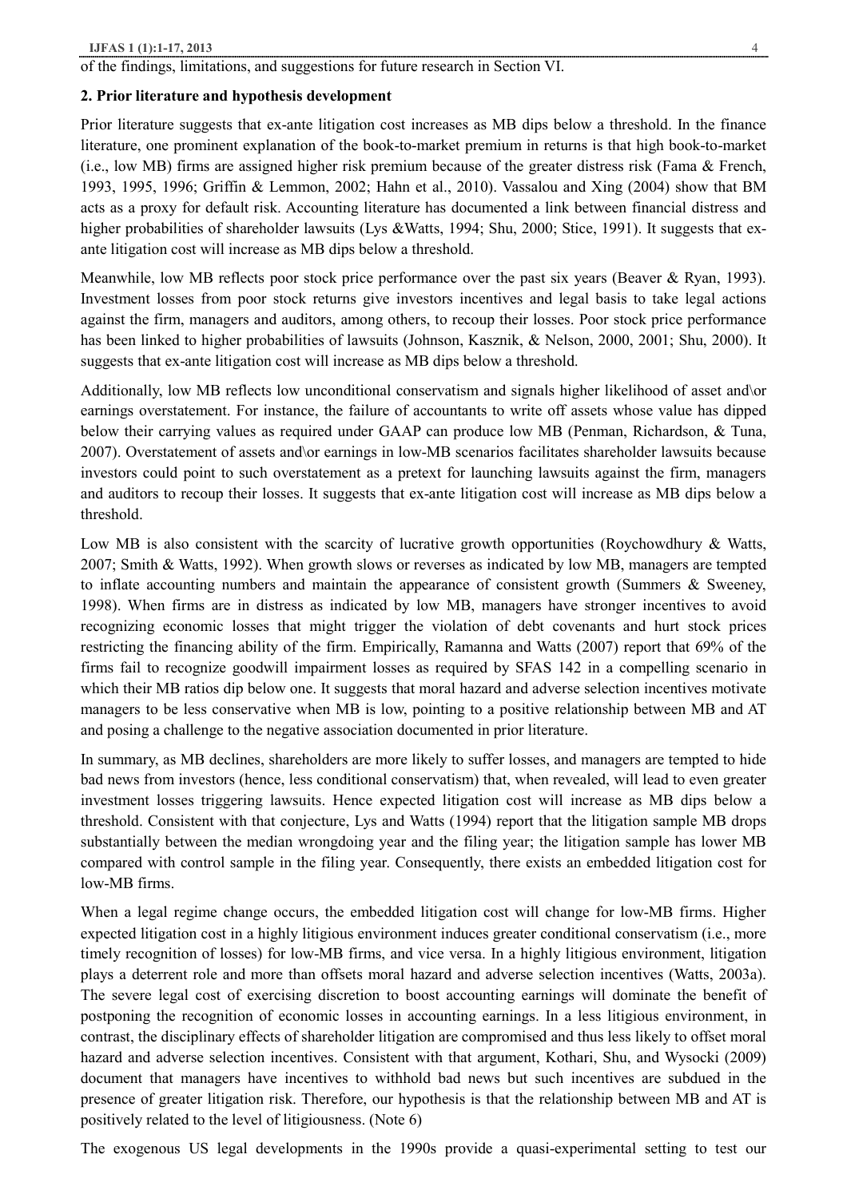of the findings, limitations, and suggestions for future research in Section VI.

## 2. Prior literature and hypothesis development

Prior literature suggests that ex-ante litigation cost increases as MB dips below a threshold. In the finance literature, one prominent explanation of the book-to-market premium in returns is that high book-to-market (i.e., low MB) firms are assigned higher risk premium because of the greater distress risk (Fama & French, 1993, 1995, 1996; Griffin & Lemmon, 2002; Hahn et al., 2010). Vassalou and Xing (2004) show that BM acts as a proxy for default risk. Accounting literature has documented a link between financial distress and higher probabilities of shareholder lawsuits (Lys &Watts, 1994; Shu, 2000; Stice, 1991). It suggests that ex-ante litigation cost will increase as MB dips below a threshold.

Meanwhile, low MB reflects poor stock price performance over the past six years (Beaver & Ryan, 1993). Investment losses from poor stock returns give investors incentives and legal basis to take legal actions against the firm, managers and auditors, among others, to recoup their losses. Poor stock price performance has been linked to higher probabilities of lawsuits (Johnson, Kasznik, & Nelson, 2000, 2001; Shu, 2000). It suggests that ex-ante litigation cost will increase as MB dips below a threshold.

Additionally, low MB reflects low unconditional conservatism and signals higher likelihood of asset and\or earnings overstatement. For instance, the failure of accountants to write off assets whose value has dipped below their carrying values as required under GAAP can produce low MB (Penman, Richardson, & Tuna, 2007). Overstatement of assets and\or earnings in low-MB scenarios facilitates shareholder lawsuits because investors could point to such overstatement as a pretext for launching lawsuits against the firm, managers and auditors to recoup their losses. It suggests that ex-ante litigation cost will increase as MB dips below a threshold.

Low MB is also consistent with the scarcity of lucrative growth opportunities (Roychowdhury & Watts, 2007; Smith & Watts, 1992). When growth slows or reverses as indicated by low MB, managers are tempted to inflate accounting numbers and maintain the appearance of consistent growth (Summers & Sweeney, 1998). When firms are in distress as indicated by low MB, managers have stronger incentives to avoid recognizing economic losses that might trigger the violation of debt covenants and hurt stock prices restricting the financing ability of the firm. Empirically, Ramanna and Watts (2007) report that 69% of the firms fail to recognize goodwill impairment losses as required by SFAS 142 in a compelling scenario in which their MB ratios dip below one. It suggests that moral hazard and adverse selection incentives motivate managers to be less conservative when MB is low, pointing to a positive relationship between MB and AT and posing a challenge to the negative association documented in prior literature.

In summary, as MB declines, shareholders are more likely to suffer losses, and managers are tempted to hide bad news from investors (hence, less conditional conservatism) that, when revealed, will lead to even greater investment losses triggering lawsuits. Hence expected litigation cost will increase as MB dips below a threshold. Consistent with that conjecture, Lys and Watts (1994) report that the litigation sample MB drops substantially between the median wrongdoing year and the filing year; the litigation sample has lower MB compared with control sample in the filing year. Consequently, there exists an embedded litigation cost for low-MB firms.

When a legal regime change occurs, the embedded litigation cost will change for low-MB firms. Higher expected litigation cost in a highly litigious environment induces greater conditional conservatism (i.e., more timely recognition of losses) for low-MB firms, and vice versa. In a highly litigious environment, litigation plays a deterrent role and more than offsets moral hazard and adverse selection incentives (Watts, 2003a). The severe legal cost of exercising discretion to boost accounting earnings will dominate the benefit of postponing the recognition of economic losses in accounting earnings. In a less litigious environment, in contrast, the disciplinary effects of shareholder litigation are compromised and thus less likely to offset moral hazard and adverse selection incentives. Consistent with that argument, Kothari, Shu, and Wysocki (2009) document that managers have incentives to withhold bad news but such incentives are subdued in the presence of greater litigation risk. Therefore, our hypothesis is that the relationship between MB and AT is positively related to the level of litigiousness. (Note 6)

The exogenous US legal developments in the 1990s provide a quasi-experimental setting to test our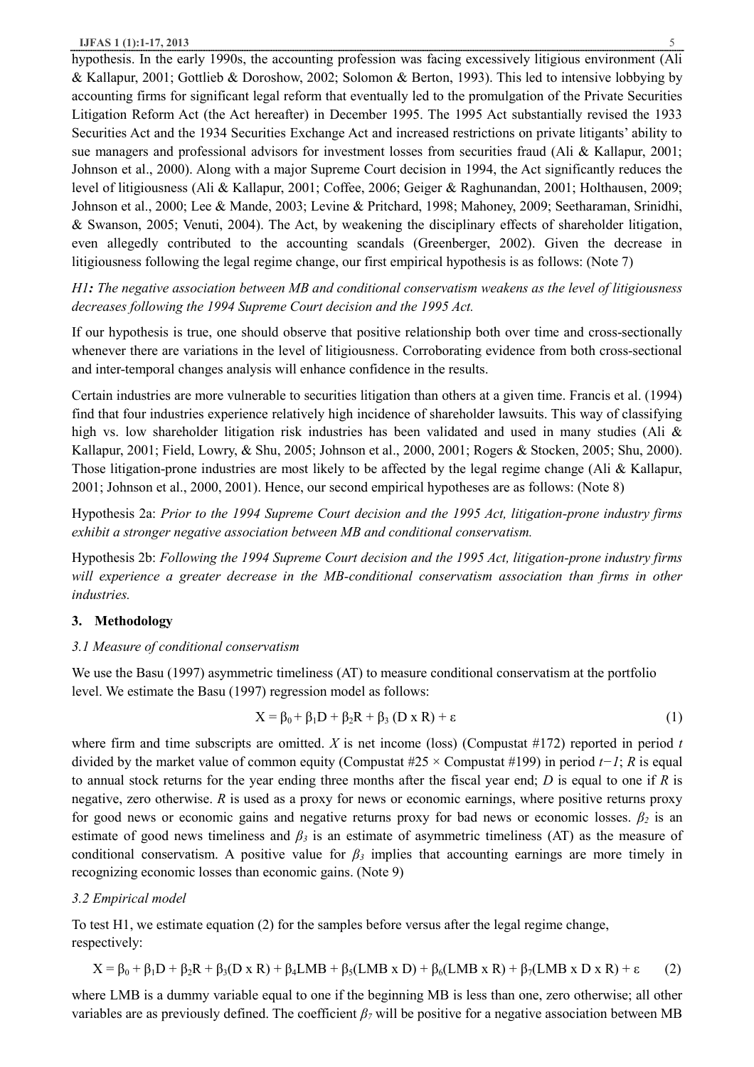hypothesis. In the early 1990s, the accounting profession was facing excessively litigious environment (Ali & Kallapur, 2001; Gottlieb & Doroshow, 2002; Solomon & Berton, 1993). This led to intensive lobbying by accounting firms for significant legal reform that eventually led to the promulgation of the Private Securities Litigation Reform Act (the Act hereafter) in December 1995. The 1995 Act substantially revised the 1933 Securities Act and the 1934 Securities Exchange Act and increased restrictions on private litigants' ability to sue managers and professional advisors for investment losses from securities fraud (Ali & Kallapur, 2001; Johnson et al., 2000). Along with a major Supreme Court decision in 1994, the Act significantly reduces the level of litigiousness (Ali & Kallapur, 2001; Coffee, 2006; Geiger & Raghunandan, 2001; Holthausen, 2009; Johnson et al., 2000; Lee & Mande, 2003; Levine & Pritchard, 1998; Mahoney, 2009; Seetharaman, Srinidhi, & Swanson, 2005; Venuti, 2004). The Act, by weakening the disciplinary effects of shareholder litigation, even allegedly contributed to the accounting scandals (Greenberger, 2002). Given the decrease in litigiousness following the legal regime change, our first empirical hypothesis is as follows: (Note 7)

*H1: The negative association between MB and conditional conservatism weakens as the level of litigiousness decreases following the 1994 Supreme Court decision and the 1995 Act.*

If our hypothesis is true, one should observe that positive relationship both over time and cross-sectionally whenever there are variations in the level of litigiousness. Corroborating evidence from both cross-sectional and inter-temporal changes analysis will enhance confidence in the results.

Certain industries are more vulnerable to securities litigation than others at a given time. Francis et al. (1994) find that four industries experience relatively high incidence of shareholder lawsuits. This way of classifying high vs. low shareholder litigation risk industries has been validated and used in many studies (Ali & Kallapur, 2001; Field, Lowry, & Shu, 2005; Johnson et al., 2000, 2001; Rogers & Stocken, 2005; Shu, 2000). Those litigation-prone industries are most likely to be affected by the legal regime change (Ali & Kallapur, 2001; Johnson et al., 2000, 2001). Hence, our second empirical hypotheses are as follows: (Note 8)

Hypothesis 2a: *Prior to the 1994 Supreme Court decision and the 1995 Act, litigation-prone industry firms exhibit a stronger negative association between MB and conditional conservatism.*

Hypothesis 2b: *Following the 1994 Supreme Court decision and the 1995 Act, litigation-prone industry firms will experience a greater decrease in the MB-conditional conservatism association than firms in other industries.*

## 3. Methodology

### 3.1 Measure of conditional conservatism

We use the Basu (1997) asymmetric timeliness (AT) to measure conditional conservatism at the portfolio level. We estimate the Basu (1997) regression model as follows:

$$X = \beta_0 + \beta_1 D + \beta_2 R + \beta_3 (D \times R) + \varepsilon \quad (1)$$

where firm and time subscripts are omitted. $X$ is net income (loss) (Compustat #172) reported in period $t$ divided by the market value of common equity (Compustat #25 × Compustat #199) in period $t-1$; $R$ is equal to annual stock returns for the year ending three months after the fiscal year end; $D$ is equal to one if $R$ is negative, zero otherwise. $R$ is used as a proxy for news or economic earnings, where positive returns proxy for good news or economic gains and negative returns proxy for bad news or economic losses. $\beta_2$ is an estimate of good news timeliness and $\beta_3$ is an estimate of asymmetric timeliness (AT) as the measure of conditional conservatism. A positive value for $\beta_3$ implies that accounting earnings are more timely in recognizing economic losses than economic gains. (Note 9)

### 3.2 Empirical model

To test H1, we estimate equation (2) for the samples before versus after the legal regime change, respectively:

$$X = \beta_0 + \beta_1 D + \beta_2 R + \beta_3(D \times R) + \beta_4 LMB + \beta_5(LMB \times D) + \beta_6(LMB \times R) + \beta_7(LMB \times D \times R) + \varepsilon \quad (2)$$

where LMB is a dummy variable equal to one if the beginning MB is less than one, zero otherwise; all other variables are as previously defined. The coefficient $\beta_7$ will be positive for a negative association between MB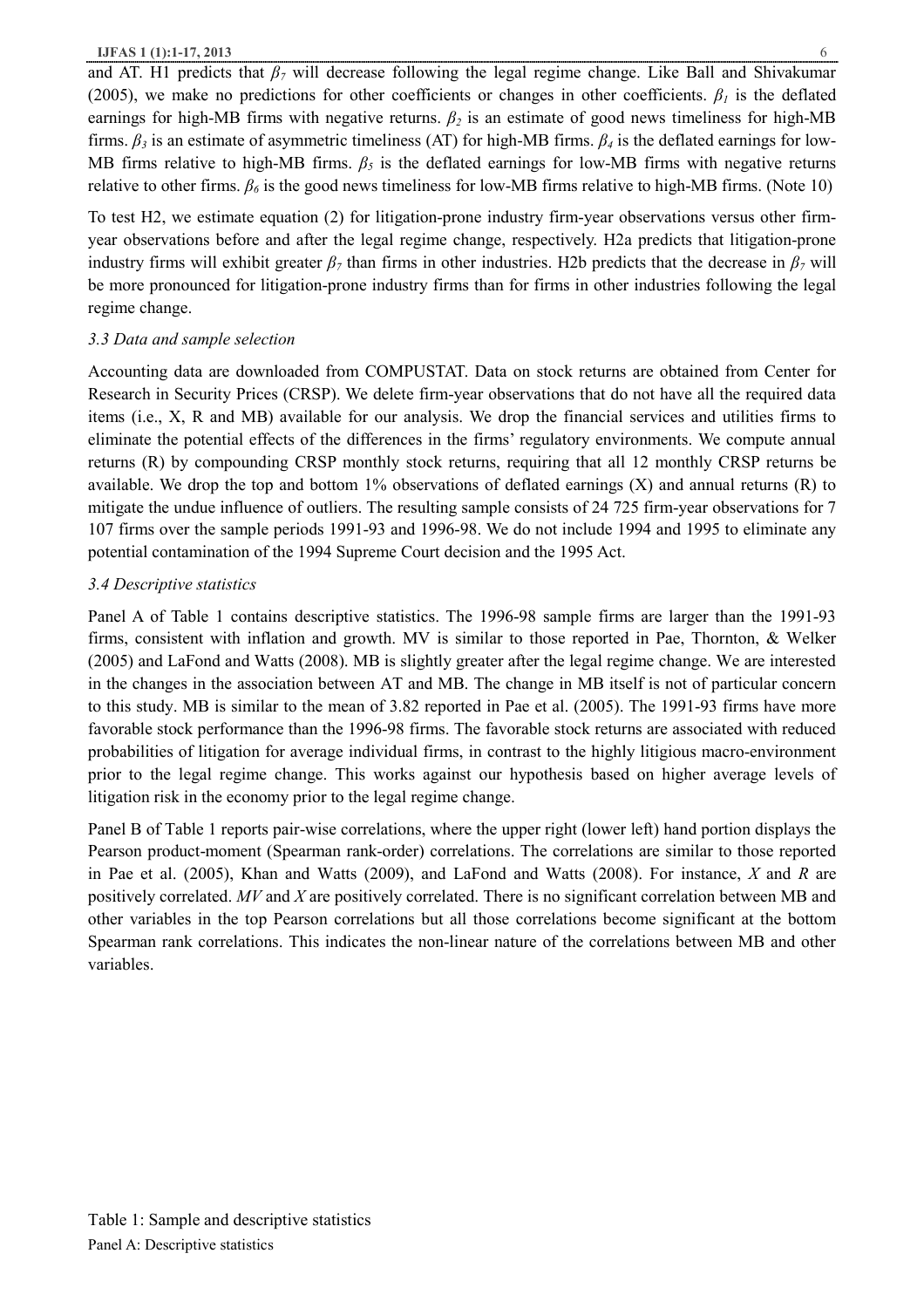and AT. H1 predicts that $\beta_7$ will decrease following the legal regime change. Like Ball and Shivakumar (2005), we make no predictions for other coefficients or changes in other coefficients. $\beta_1$ is the deflated earnings for high-MB firms with negative returns. $\beta_2$ is an estimate of good news timeliness for high-MB firms. $\beta_3$ is an estimate of asymmetric timeliness (AT) for high-MB firms. $\beta_4$ is the deflated earnings for low-MB firms relative to high-MB firms. $\beta_5$ is the deflated earnings for low-MB firms with negative returns relative to other firms. $\beta_6$ is the good news timeliness for low-MB firms relative to high-MB firms. (Note 10)

To test H2, we estimate equation (2) for litigation-prone industry firm-year observations versus other firm-year observations before and after the legal regime change, respectively. H2a predicts that litigation-prone industry firms will exhibit greater $\beta_7$ than firms in other industries. H2b predicts that the decrease in $\beta_7$ will be more pronounced for litigation-prone industry firms than for firms in other industries following the legal regime change.

### *3.3 Data and sample selection*

Accounting data are downloaded from COMPUSTAT. Data on stock returns are obtained from Center for Research in Security Prices (CRSP). We delete firm-year observations that do not have all the required data items (i.e., X, R and MB) available for our analysis. We drop the financial services and utilities firms to eliminate the potential effects of the differences in the firms' regulatory environments. We compute annual returns (R) by compounding CRSP monthly stock returns, requiring that all 12 monthly CRSP returns be available. We drop the top and bottom 1% observations of deflated earnings (X) and annual returns (R) to mitigate the undue influence of outliers. The resulting sample consists of 24 725 firm-year observations for 7 107 firms over the sample periods 1991-93 and 1996-98. We do not include 1994 and 1995 to eliminate any potential contamination of the 1994 Supreme Court decision and the 1995 Act.

### *3.4 Descriptive statistics*

Panel A of Table 1 contains descriptive statistics. The 1996-98 sample firms are larger than the 1991-93 firms, consistent with inflation and growth. MV is similar to those reported in Pae, Thornton, & Welker (2005) and LaFond and Watts (2008). MB is slightly greater after the legal regime change. We are interested in the changes in the association between AT and MB. The change in MB itself is not of particular concern to this study. MB is similar to the mean of 3.82 reported in Pae et al. (2005). The 1991-93 firms have more favorable stock performance than the 1996-98 firms. The favorable stock returns are associated with reduced probabilities of litigation for average individual firms, in contrast to the highly litigious macro-environment prior to the legal regime change. This works against our hypothesis based on higher average levels of litigation risk in the economy prior to the legal regime change.

Panel B of Table 1 reports pair-wise correlations, where the upper right (lower left) hand portion displays the Pearson product-moment (Spearman rank-order) correlations. The correlations are similar to those reported in Pae et al. (2005), Khan and Watts (2009), and LaFond and Watts (2008). For instance, *X* and *R* are positively correlated. *MV* and *X* are positively correlated. There is no significant correlation between MB and other variables in the top Pearson correlations but all those correlations become significant at the bottom Spearman rank correlations. This indicates the non-linear nature of the correlations between MB and other variables.

Table 1: Sample and descriptive statistics

Panel A: Descriptive statistics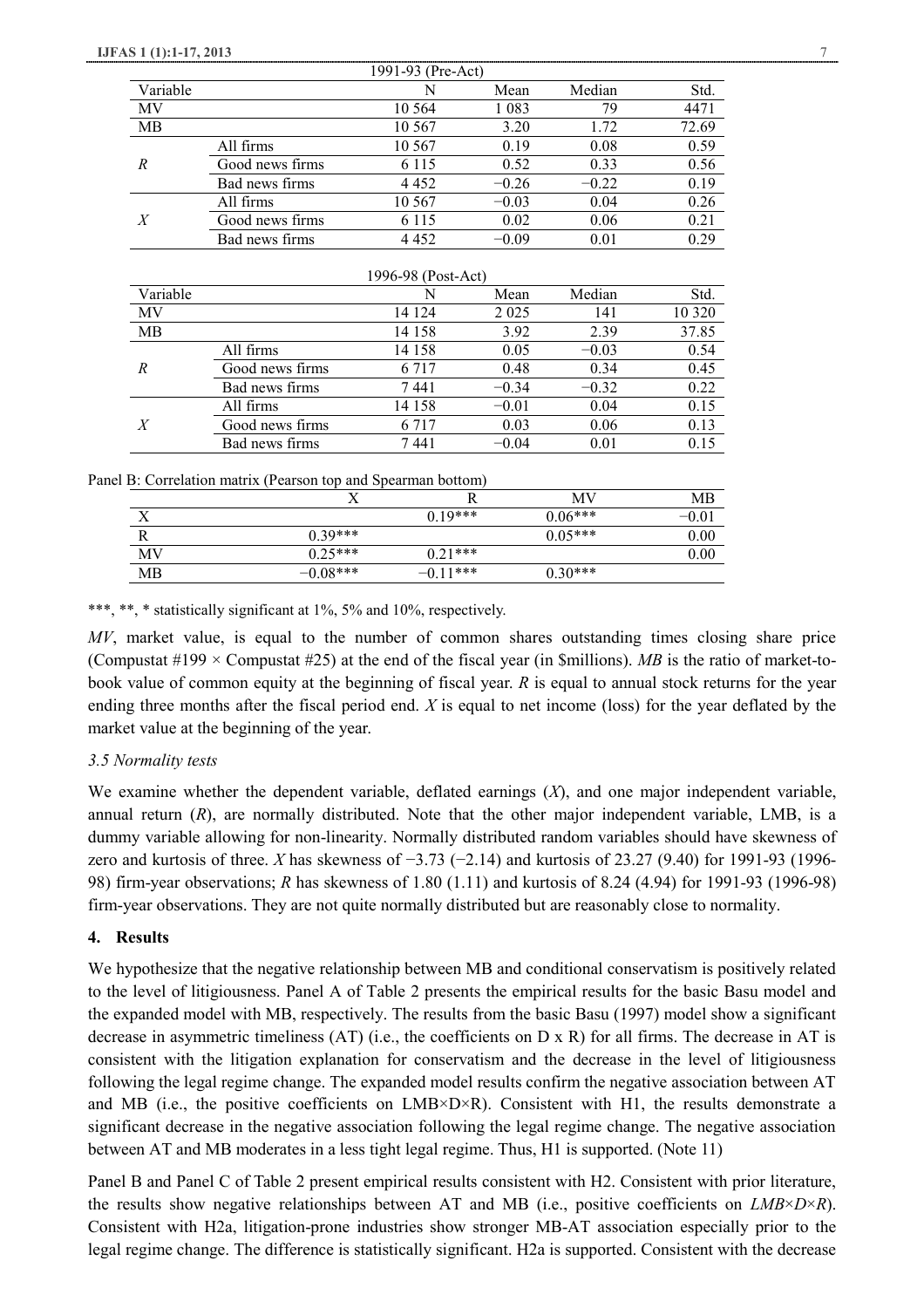| 1991-93 (Pre-Act) | | | | | |
|---|---|---|---|---|---|
| Variable | | N | Mean | Median | Std. |
| MV | | 10 564 | 1 083 | 79 | 4471 |
| MB | | 10 567 | 3.20 | 1.72 | 72.69 |
| *R* | All firms | 10 567 | 0.19 | 0.08 | 0.59 |
| | Good news firms | 6 115 | 0.52 | 0.33 | 0.56 |
| | Bad news firms | 4 452 | −0.26 | −0.22 | 0.19 |
| *X* | All firms | 10 567 | −0.03 | 0.04 | 0.26 |
| | Good news firms | 6 115 | 0.02 | 0.06 | 0.21 |
| | Bad news firms | 4 452 | −0.09 | 0.01 | 0.29 |

| 1996-98 (Post-Act) | | | | | |
|---|---|---|---|---|---|
| Variable | | N | Mean | Median | Std. |
| MV | | 14 124 | 2 025 | 141 | 10 320 |
| MB | | 14 158 | 3.92 | 2.39 | 37.85 |
| *R* | All firms | 14 158 | 0.05 | −0.03 | 0.54 |
| | Good news firms | 6 717 | 0.48 | 0.34 | 0.45 |
| | Bad news firms | 7 441 | −0.34 | −0.32 | 0.22 |
| *X* | All firms | 14 158 | −0.01 | 0.04 | 0.15 |
| | Good news firms | 6 717 | 0.03 | 0.06 | 0.13 |
| | Bad news firms | 7 441 | −0.04 | 0.01 | 0.15 |

Panel B: Correlation matrix (Pearson top and Spearman bottom)

| | X | R | MV | MB |
|---|---|---|---|---|
| X | | 0.19*** | 0.06*** | −0.01 |
| R | 0.39*** | | 0.05*** | 0.00 |
| MV | 0.25*** | 0.21*** | | 0.00 |
| MB | −0.08*** | −0.11*** | 0.30*** | |

***, **, * statistically significant at 1%, 5% and 10%, respectively.

*MV*, market value, is equal to the number of common shares outstanding times closing share price (Compustat #199 × Compustat #25) at the end of the fiscal year (in $millions). *MB* is the ratio of market-to-book value of common equity at the beginning of fiscal year. *R* is equal to annual stock returns for the year ending three months after the fiscal period end. *X* is equal to net income (loss) for the year deflated by the market value at the beginning of the year.

### *3.5 Normality tests*

We examine whether the dependent variable, deflated earnings (*X*), and one major independent variable, annual return (*R*), are normally distributed. Note that the other major independent variable, LMB, is a dummy variable allowing for non-linearity. Normally distributed random variables should have skewness of zero and kurtosis of three. *X* has skewness of −3.73 (−2.14) and kurtosis of 23.27 (9.40) for 1991-93 (1996-98) firm-year observations; *R* has skewness of 1.80 (1.11) and kurtosis of 8.24 (4.94) for 1991-93 (1996-98) firm-year observations. They are not quite normally distributed but are reasonably close to normality.

## 4. Results

We hypothesize that the negative relationship between MB and conditional conservatism is positively related to the level of litigiousness. Panel A of Table 2 presents the empirical results for the basic Basu model and the expanded model with MB, respectively. The results from the basic Basu (1997) model show a significant decrease in asymmetric timeliness (AT) (i.e., the coefficients on D x R) for all firms. The decrease in AT is consistent with the litigation explanation for conservatism and the decrease in the level of litigiousness following the legal regime change. The expanded model results confirm the negative association between AT and MB (i.e., the positive coefficients on LMB×D×R). Consistent with H1, the results demonstrate a significant decrease in the negative association following the legal regime change. The negative association between AT and MB moderates in a less tight legal regime. Thus, H1 is supported. (Note 11)

Panel B and Panel C of Table 2 present empirical results consistent with H2. Consistent with prior literature, the results show negative relationships between AT and MB (i.e., positive coefficients on *LMB×D×R*). Consistent with H2a, litigation-prone industries show stronger MB-AT association especially prior to the legal regime change. The difference is statistically significant. H2a is supported. Consistent with the decrease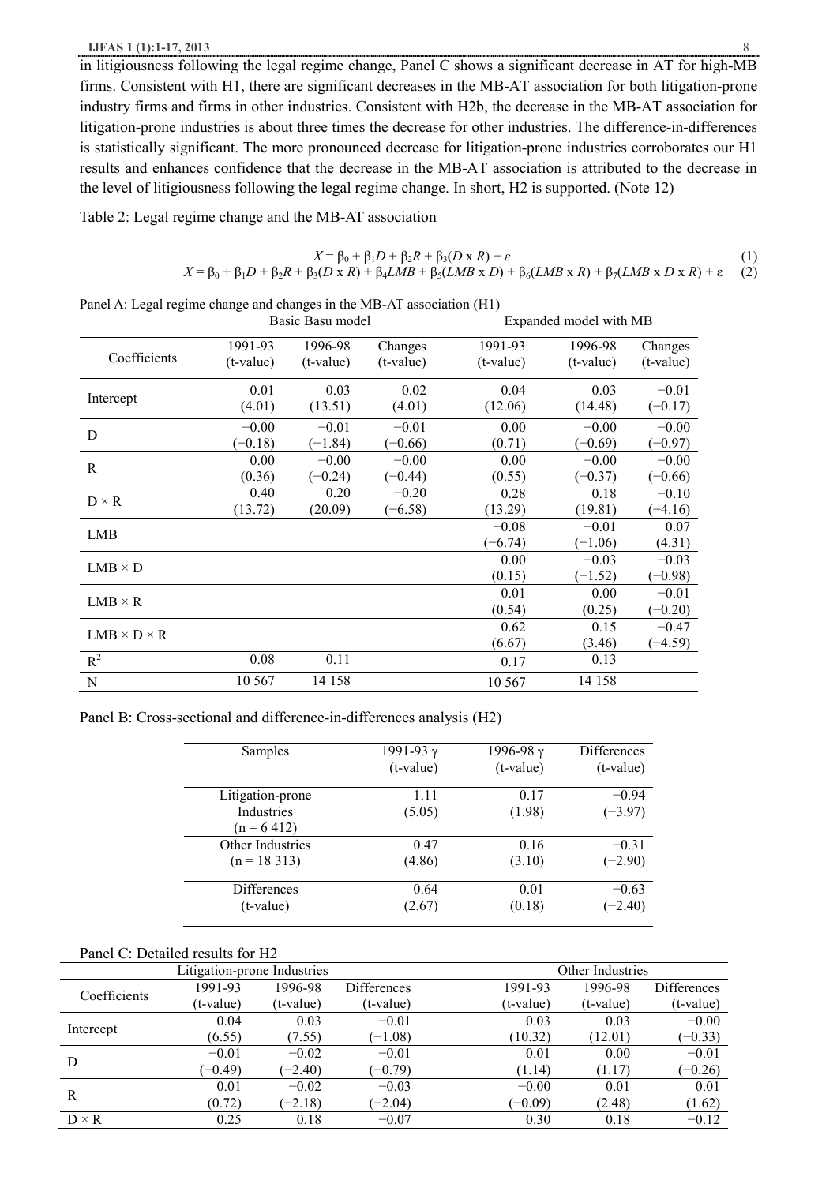in litigiousness following the legal regime change, Panel C shows a significant decrease in AT for high-MB firms. Consistent with H1, there are significant decreases in the MB-AT association for both litigation-prone industry firms and firms in other industries. Consistent with H2b, the decrease in the MB-AT association for litigation-prone industries is about three times the decrease for other industries. The difference-in-differences is statistically significant. The more pronounced decrease for litigation-prone industries corroborates our H1 results and enhances confidence that the decrease in the MB-AT association is attributed to the decrease in the level of litigiousness following the legal regime change. In short, H2 is supported. (Note 12)

Table 2: Legal regime change and the MB-AT association

$$X = \beta_0 + \beta_1 D + \beta_2 R + \beta_3 (D \times R) + \varepsilon \quad (1)$$

$$X = \beta_0 + \beta_1 D + \beta_2 R + \beta_3 (D \times R) + \beta_4 LMB + \beta_5 (LMB \times D) + \beta_6 (LMB \times R) + \beta_7 (LMB \times D \times R) + \varepsilon \quad (2)$$

Panel A: Legal regime change and changes in the MB-AT association (H1)

| | Basic Basu model | | | Expanded model with MB | | |
|---|---|---|---|---|---|---|
| Coefficients | 1991-93 (t-value) | 1996-98 (t-value) | Changes (t-value) | 1991-93 (t-value) | 1996-98 (t-value) | Changes (t-value) |
| Intercept | 0.01 (4.01) | 0.03 (13.51) | 0.02 (4.01) | 0.04 (12.06) | 0.03 (14.48) | −0.01 (−0.17) |
| D | −0.00 (−0.18) | −0.01 (−1.84) | −0.01 (−0.66) | 0.00 (0.71) | −0.00 (−0.69) | −0.00 (−0.97) |
| R | 0.00 (0.36) | −0.00 (−0.24) | −0.00 (−0.44) | 0.00 (0.55) | −0.00 (−0.37) | −0.00 (−0.66) |
| D × R | 0.40 (13.72) | 0.20 (20.09) | −0.20 (−6.58) | 0.28 (13.29) | 0.18 (19.81) | −0.10 (−4.16) |
| LMB | | | | −0.08 (−6.74) | −0.01 (−1.06) | 0.07 (4.31) |
| LMB × D | | | | 0.00 (0.15) | −0.03 (−1.52) | −0.03 (−0.98) |
| LMB × R | | | | 0.01 (0.54) | 0.00 (0.25) | −0.01 (−0.20) |
| LMB × D × R | | | | 0.62 (6.67) | 0.15 (3.46) | −0.47 (−4.59) |
| $R^2$ | 0.08 | 0.11 | | 0.17 | 0.13 | |
| N | 10 567 | 14 158 | | 10 567 | 14 158 | |

Panel B: Cross-sectional and difference-in-differences analysis (H2)

| Samples | 1991-93 γ (t-value) | 1996-98 γ (t-value) | Differences (t-value) |
|---|---|---|---|
| Litigation-prone Industries (n = 6 412) | 1.11 (5.05) | 0.17 (1.98) | −0.94 (−3.97) |
| Other Industries (n = 18 313) | 0.47 (4.86) | 0.16 (3.10) | −0.31 (−2.90) |
| Differences (t-value) | 0.64 (2.67) | 0.01 (0.18) | −0.63 (−2.40) |

Panel C: Detailed results for H2

| | Litigation-prone Industries | | | Other Industries | | |
|---|---|---|---|---|---|---|
| Coefficients | 1991-93 (t-value) | 1996-98 (t-value) | Differences (t-value) | 1991-93 (t-value) | 1996-98 (t-value) | Differences (t-value) |
| Intercept | 0.04 (6.55) | 0.03 (7.55) | −0.01 (−1.08) | 0.03 (10.32) | 0.03 (12.01) | −0.00 (−0.33) |
| D | −0.01 (−0.49) | −0.02 (−2.40) | −0.01 (−0.79) | 0.01 (1.14) | 0.00 (1.17) | −0.01 (−0.26) |
| R | 0.01 (0.72) | −0.02 (−2.18) | −0.03 (−2.04) | −0.00 (−0.09) | 0.01 (2.48) | 0.01 (1.62) |
| D × R | 0.25 | 0.18 | −0.07 | 0.30 | 0.18 | −0.12 |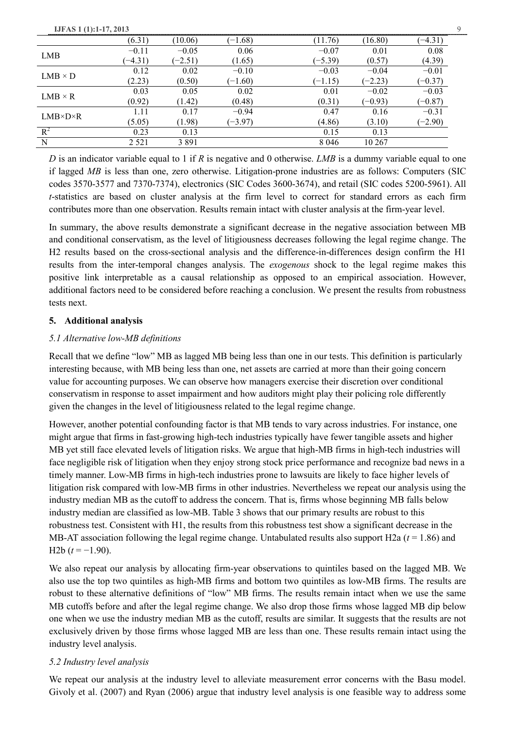| | | | | | | |
|---|---|---|---|---|---|---|
| | (6.31) | (10.06) | (−1.68) | (11.76) | (16.80) | (−4.31) |
| LMB | −0.11 | −0.05 | 0.06 | −0.07 | 0.01 | 0.08 |
| | (−4.31) | (−2.51) | (1.65) | (−5.39) | (0.57) | (4.39) |
| LMB × D | 0.12 | 0.02 | −0.10 | −0.03 | −0.04 | −0.01 |
| | (2.23) | (0.50) | (−1.60) | (−1.15) | (−2.23) | (−0.37) |
| LMB × R | 0.03 | 0.05 | 0.02 | 0.01 | −0.02 | −0.03 |
| | (0.92) | (1.42) | (0.48) | (0.31) | (−0.93) | (−0.87) |
| LMB×D×R | 1.11 | 0.17 | −0.94 | 0.47 | 0.16 | −0.31 |
| | (5.05) | (1.98) | (−3.97) | (4.86) | (3.10) | (−2.90) |
| $R^2$ | 0.23 | 0.13 | | 0.15 | 0.13 | |
| N | 2 521 | 3 891 | | 8 046 | 10 267 | |

*D* is an indicator variable equal to 1 if *R* is negative and 0 otherwise. *LMB* is a dummy variable equal to one if lagged *MB* is less than one, zero otherwise. Litigation-prone industries are as follows: Computers (SIC codes 3570-3577 and 7370-7374), electronics (SIC Codes 3600-3674), and retail (SIC codes 5200-5961). All *t*-statistics are based on cluster analysis at the firm level to correct for standard errors as each firm contributes more than one observation. Results remain intact with cluster analysis at the firm-year level.

In summary, the above results demonstrate a significant decrease in the negative association between MB and conditional conservatism, as the level of litigiousness decreases following the legal regime change. The H2 results based on the cross-sectional analysis and the difference-in-differences design confirm the H1 results from the inter-temporal changes analysis. The *exogenous* shock to the legal regime makes this positive link interpretable as a causal relationship as opposed to an empirical association. However, additional factors need to be considered before reaching a conclusion. We present the results from robustness tests next.

## 5. Additional analysis

### *5.1 Alternative low-MB definitions*

Recall that we define "low" MB as lagged MB being less than one in our tests. This definition is particularly interesting because, with MB being less than one, net assets are carried at more than their going concern value for accounting purposes. We can observe how managers exercise their discretion over conditional conservatism in response to asset impairment and how auditors might play their policing role differently given the changes in the level of litigiousness related to the legal regime change.

However, another potential confounding factor is that MB tends to vary across industries. For instance, one might argue that firms in fast-growing high-tech industries typically have fewer tangible assets and higher MB yet still face elevated levels of litigation risks. We argue that high-MB firms in high-tech industries will face negligible risk of litigation when they enjoy strong stock price performance and recognize bad news in a timely manner. Low-MB firms in high-tech industries prone to lawsuits are likely to face higher levels of litigation risk compared with low-MB firms in other industries. Nevertheless we repeat our analysis using the industry median MB as the cutoff to address the concern. That is, firms whose beginning MB falls below industry median are classified as low-MB. Table 3 shows that our primary results are robust to this robustness test. Consistent with H1, the results from this robustness test show a significant decrease in the MB-AT association following the legal regime change. Untabulated results also support H2a ($t = 1.86$) and H2b ($t = −1.90$).

We also repeat our analysis by allocating firm-year observations to quintiles based on the lagged MB. We also use the top two quintiles as high-MB firms and bottom two quintiles as low-MB firms. The results are robust to these alternative definitions of "low" MB firms. The results remain intact when we use the same MB cutoffs before and after the legal regime change. We also drop those firms whose lagged MB dip below one when we use the industry median MB as the cutoff, results are similar. It suggests that the results are not exclusively driven by those firms whose lagged MB are less than one. These results remain intact using the industry level analysis.

### *5.2 Industry level analysis*

We repeat our analysis at the industry level to alleviate measurement error concerns with the Basu model. Givoly et al. (2007) and Ryan (2006) argue that industry level analysis is one feasible way to address some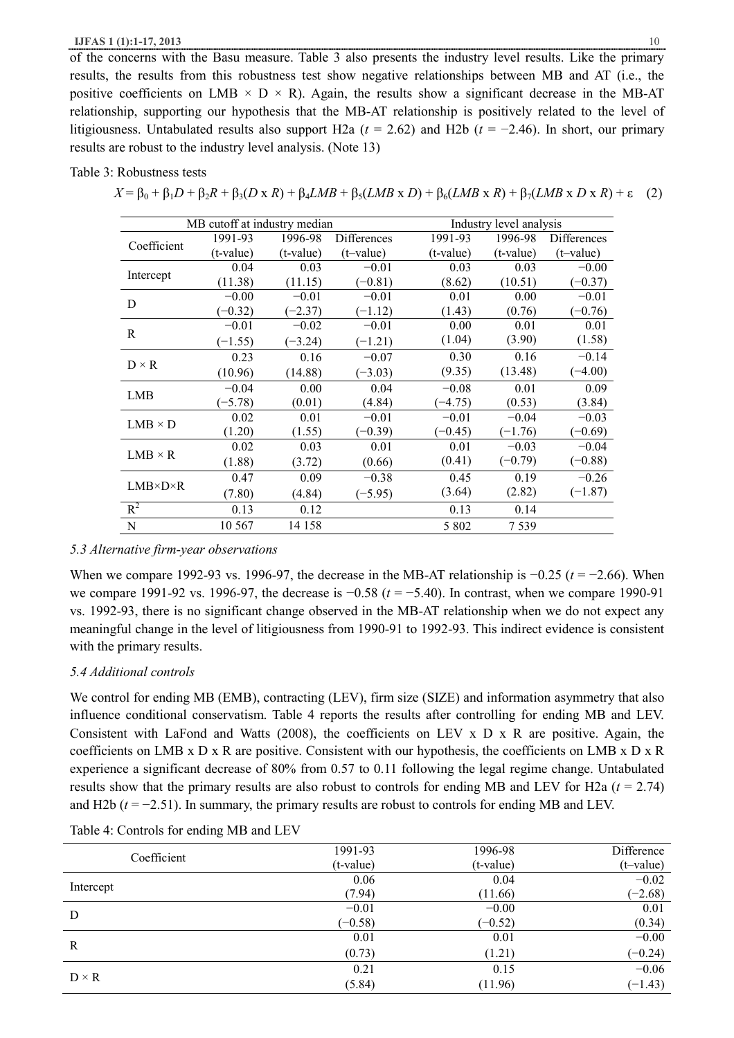of the concerns with the Basu measure. Table 3 also presents the industry level results. Like the primary results, the results from this robustness test show negative relationships between MB and AT (i.e., the positive coefficients on LMB × D × R). Again, the results show a significant decrease in the MB-AT relationship, supporting our hypothesis that the MB-AT relationship is positively related to the level of litigiousness. Untabulated results also support H2a ($t$ = 2.62) and H2b ($t$ = −2.46). In short, our primary results are robust to the industry level analysis. (Note 13)

Table 3: Robustness tests

$$X = \beta_0 + \beta_1 D + \beta_2 R + \beta_3 (D \text{ x } R) + \beta_4 LMB + \beta_5 (LMB \text{ x } D) + \beta_6 (LMB \text{ x } R) + \beta_7 (LMB \text{ x } D \text{ x } R) + \varepsilon \quad (2)$$

| Coefficient | MB cutoff at industry median | | | Industry level analysis | | |
|---|---|---|---|---|---|---|
| | 1991-93 (t-value) | 1996-98 (t-value) | Differences (t–value) | 1991-93 (t-value) | 1996-98 (t-value) | Differences (t–value) |
| Intercept | 0.04 (11.38) | 0.03 (11.15) | −0.01 (−0.81) | 0.03 (8.62) | 0.03 (10.51) | −0.00 (−0.37) |
| D | −0.00 (−0.32) | −0.01 (−2.37) | −0.01 (−1.12) | 0.01 (1.43) | 0.00 (0.76) | −0.01 (−0.76) |
| R | −0.01 (−1.55) | −0.02 (−3.24) | −0.01 (−1.21) | 0.00 (1.04) | 0.01 (3.90) | 0.01 (1.58) |
| D × R | 0.23 (10.96) | 0.16 (14.88) | −0.07 (−3.03) | 0.30 (9.35) | 0.16 (13.48) | −0.14 (−4.00) |
| LMB | −0.04 (−5.78) | 0.00 (0.01) | 0.04 (4.84) | −0.08 (−4.75) | 0.01 (0.53) | 0.09 (3.84) |
| LMB × D | 0.02 (1.20) | 0.01 (1.55) | −0.01 (−0.39) | −0.01 (−0.45) | −0.04 (−1.76) | −0.03 (−0.69) |
| LMB × R | 0.02 (1.88) | 0.03 (3.72) | 0.01 (0.66) | 0.01 (0.41) | −0.03 (−0.79) | −0.04 (−0.88) |
| LMB×D×R | 0.47 (7.80) | 0.09 (4.84) | −0.38 (−5.95) | 0.45 (3.64) | 0.19 (2.82) | −0.26 (−1.87) |
| $R^2$ | 0.13 | 0.12 | | 0.13 | 0.14 | |
| N | 10 567 | 14 158 | | 5 802 | 7 539 | |

### *5.3 Alternative firm-year observations*

When we compare 1992-93 vs. 1996-97, the decrease in the MB-AT relationship is −0.25 ($t$ = −2.66). When we compare 1991-92 vs. 1996-97, the decrease is −0.58 ($t$ = −5.40). In contrast, when we compare 1990-91 vs. 1992-93, there is no significant change observed in the MB-AT relationship when we do not expect any meaningful change in the level of litigiousness from 1990-91 to 1992-93. This indirect evidence is consistent with the primary results.

### *5.4 Additional controls*

We control for ending MB (EMB), contracting (LEV), firm size (SIZE) and information asymmetry that also influence conditional conservatism. Table 4 reports the results after controlling for ending MB and LEV. Consistent with LaFond and Watts (2008), the coefficients on LEV x D x R are positive. Again, the coefficients on LMB x D x R are positive. Consistent with our hypothesis, the coefficients on LMB x D x R experience a significant decrease of 80% from 0.57 to 0.11 following the legal regime change. Untabulated results show that the primary results are also robust to controls for ending MB and LEV for H2a ($t$ = 2.74) and H2b ($t$ = −2.51). In summary, the primary results are robust to controls for ending MB and LEV.

Table 4: Controls for ending MB and LEV

| Coefficient | 1991-93 (t-value) | 1996-98 (t-value) | Difference (t–value) |
|---|---|---|---|
| Intercept | 0.06 (7.94) | 0.04 (11.66) | −0.02 (−2.68) |
| D | −0.01 (−0.58) | −0.00 (−0.52) | 0.01 (0.34) |
| R | 0.01 (0.73) | 0.01 (1.21) | −0.00 (−0.24) |
| D × R | 0.21 (5.84) | 0.15 (11.96) | −0.06 (−1.43) |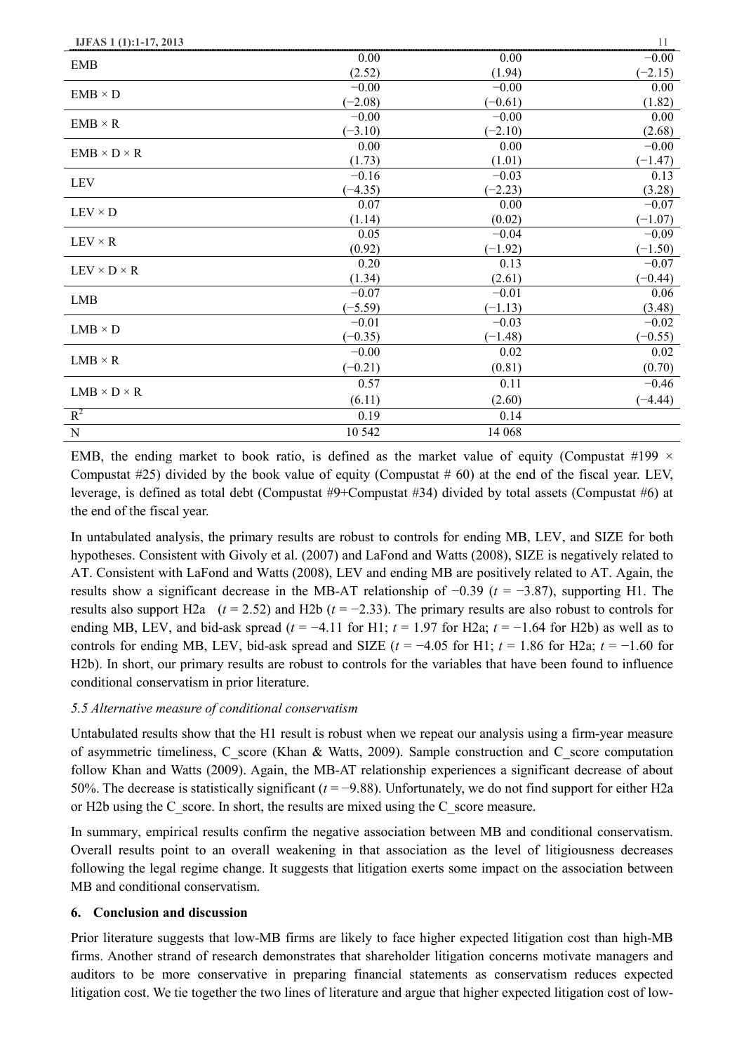| | | | |
|---|---|---|---|
| EMB | 0.00 | 0.00 | −0.00 |
| | (2.52) | (1.94) | (−2.15) |
| EMB × D | −0.00 | −0.00 | 0.00 |
| | (−2.08) | (−0.61) | (1.82) |
| EMB × R | −0.00 | −0.00 | 0.00 |
| | (−3.10) | (−2.10) | (2.68) |
| EMB × D × R | 0.00 | 0.00 | −0.00 |
| | (1.73) | (1.01) | (−1.47) |
| LEV | −0.16 | −0.03 | 0.13 |
| | (−4.35) | (−2.23) | (3.28) |
| LEV × D | 0.07 | 0.00 | −0.07 |
| | (1.14) | (0.02) | (−1.07) |
| LEV × R | 0.05 | −0.04 | −0.09 |
| | (0.92) | (−1.92) | (−1.50) |
| LEV × D × R | 0.20 | 0.13 | −0.07 |
| | (1.34) | (2.61) | (−0.44) |
| LMB | −0.07 | −0.01 | 0.06 |
| | (−5.59) | (−1.13) | (3.48) |
| LMB × D | −0.01 | −0.03 | −0.02 |
| | (−0.35) | (−1.48) | (−0.55) |
| LMB × R | −0.00 | 0.02 | 0.02 |
| | (−0.21) | (0.81) | (0.70) |
| LMB × D × R | 0.57 | 0.11 | −0.46 |
| | (6.11) | (2.60) | (−4.44) |
| $R^2$ | 0.19 | 0.14 | |
| N | 10 542 | 14 068 | |

EMB, the ending market to book ratio, is defined as the market value of equity (Compustat #199 × Compustat #25) divided by the book value of equity (Compustat # 60) at the end of the fiscal year. LEV, leverage, is defined as total debt (Compustat #9+Compustat #34) divided by total assets (Compustat #6) at the end of the fiscal year.

In untabulated analysis, the primary results are robust to controls for ending MB, LEV, and SIZE for both hypotheses. Consistent with Givoly et al. (2007) and LaFond and Watts (2008), SIZE is negatively related to AT. Consistent with LaFond and Watts (2008), LEV and ending MB are positively related to AT. Again, the results show a significant decrease in the MB-AT relationship of −0.39 ($t$ = −3.87), supporting H1. The results also support H2a ($t$ = 2.52) and H2b ($t$ = −2.33). The primary results are also robust to controls for ending MB, LEV, and bid-ask spread ($t$ = −4.11 for H1; $t$ = 1.97 for H2a; $t$ = −1.64 for H2b) as well as to controls for ending MB, LEV, bid-ask spread and SIZE ($t$ = −4.05 for H1; $t$ = 1.86 for H2a; $t$ = −1.60 for H2b). In short, our primary results are robust to controls for the variables that have been found to influence conditional conservatism in prior literature.

### *5.5 Alternative measure of conditional conservatism*

Untabulated results show that the H1 result is robust when we repeat our analysis using a firm-year measure of asymmetric timeliness, C_score (Khan & Watts, 2009). Sample construction and C_score computation follow Khan and Watts (2009). Again, the MB-AT relationship experiences a significant decrease of about 50%. The decrease is statistically significant ($t$ = −9.88). Unfortunately, we do not find support for either H2a or H2b using the C_score. In short, the results are mixed using the C_score measure.

In summary, empirical results confirm the negative association between MB and conditional conservatism. Overall results point to an overall weakening in that association as the level of litigiousness decreases following the legal regime change. It suggests that litigation exerts some impact on the association between MB and conditional conservatism.

## 6. Conclusion and discussion

Prior literature suggests that low-MB firms are likely to face higher expected litigation cost than high-MB firms. Another strand of research demonstrates that shareholder litigation concerns motivate managers and auditors to be more conservative in preparing financial statements as conservatism reduces expected litigation cost. We tie together the two lines of literature and argue that higher expected litigation cost of low-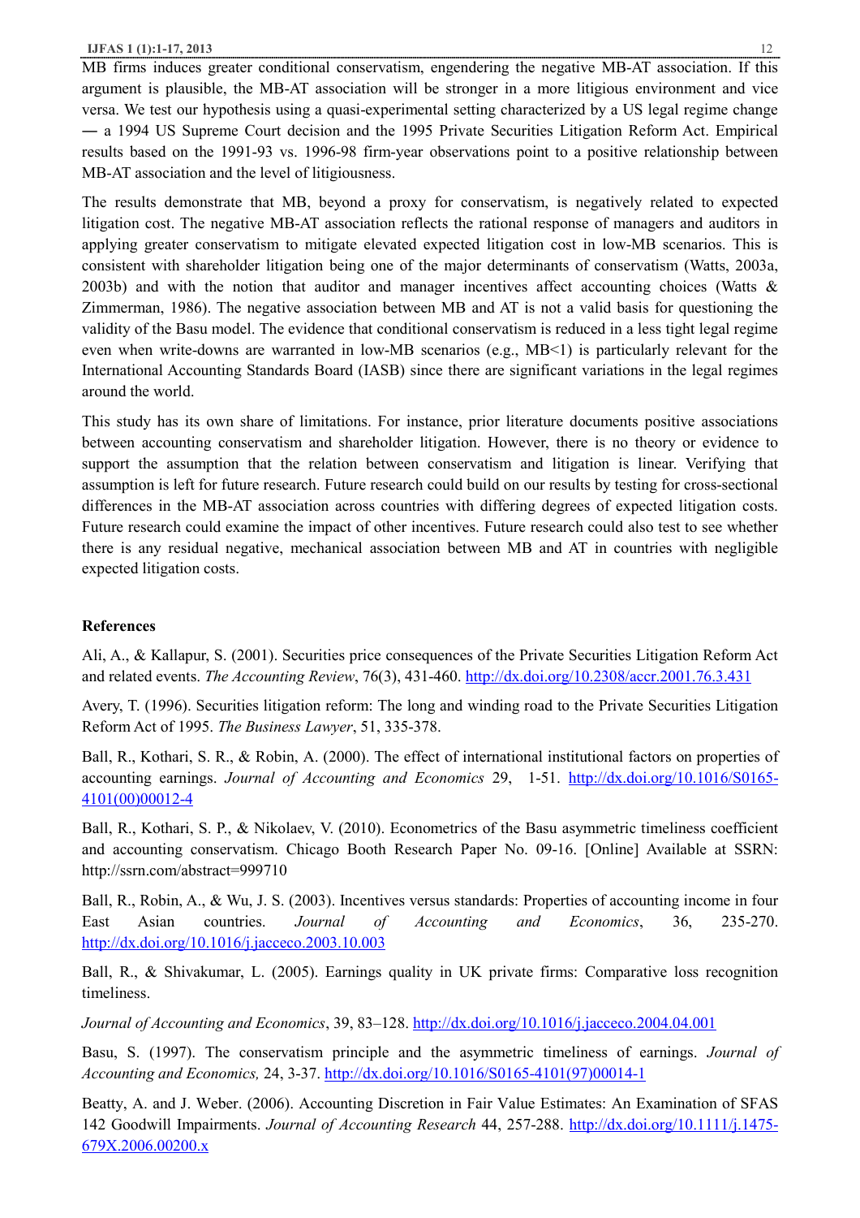MB firms induces greater conditional conservatism, engendering the negative MB-AT association. If this argument is plausible, the MB-AT association will be stronger in a more litigious environment and vice versa. We test our hypothesis using a quasi-experimental setting characterized by a US legal regime change ― a 1994 US Supreme Court decision and the 1995 Private Securities Litigation Reform Act. Empirical results based on the 1991-93 vs. 1996-98 firm-year observations point to a positive relationship between MB-AT association and the level of litigiousness.

The results demonstrate that MB, beyond a proxy for conservatism, is negatively related to expected litigation cost. The negative MB-AT association reflects the rational response of managers and auditors in applying greater conservatism to mitigate elevated expected litigation cost in low-MB scenarios. This is consistent with shareholder litigation being one of the major determinants of conservatism (Watts, 2003a, 2003b) and with the notion that auditor and manager incentives affect accounting choices (Watts & Zimmerman, 1986). The negative association between MB and AT is not a valid basis for questioning the validity of the Basu model. The evidence that conditional conservatism is reduced in a less tight legal regime even when write-downs are warranted in low-MB scenarios (e.g., MB<1) is particularly relevant for the International Accounting Standards Board (IASB) since there are significant variations in the legal regimes around the world.

This study has its own share of limitations. For instance, prior literature documents positive associations between accounting conservatism and shareholder litigation. However, there is no theory or evidence to support the assumption that the relation between conservatism and litigation is linear. Verifying that assumption is left for future research. Future research could build on our results by testing for cross-sectional differences in the MB-AT association across countries with differing degrees of expected litigation costs. Future research could examine the impact of other incentives. Future research could also test to see whether there is any residual negative, mechanical association between MB and AT in countries with negligible expected litigation costs.

## References

Ali, A., & Kallapur, S. (2001). Securities price consequences of the Private Securities Litigation Reform Act and related events. *The Accounting Review*, 76(3), 431-460. http://dx.doi.org/10.2308/accr.2001.76.3.431

Avery, T. (1996). Securities litigation reform: The long and winding road to the Private Securities Litigation Reform Act of 1995. *The Business Lawyer*, 51, 335-378.

Ball, R., Kothari, S. R., & Robin, A. (2000). The effect of international institutional factors on properties of accounting earnings. *Journal of Accounting and Economics* 29, 1-51. http://dx.doi.org/10.1016/S0165-4101(00)00012-4

Ball, R., Kothari, S. P., & Nikolaev, V. (2010). Econometrics of the Basu asymmetric timeliness coefficient and accounting conservatism. Chicago Booth Research Paper No. 09-16. [Online] Available at SSRN: http://ssrn.com/abstract=999710

Ball, R., Robin, A., & Wu, J. S. (2003). Incentives versus standards: Properties of accounting income in four East Asian countries. *Journal of Accounting and Economics*, 36, 235-270. http://dx.doi.org/10.1016/j.jacceco.2003.10.003

Ball, R., & Shivakumar, L. (2005). Earnings quality in UK private firms: Comparative loss recognition timeliness.

*Journal of Accounting and Economics*, 39, 83–128. http://dx.doi.org/10.1016/j.jacceco.2004.04.001

Basu, S. (1997). The conservatism principle and the asymmetric timeliness of earnings. *Journal of Accounting and Economics,* 24, 3-37. http://dx.doi.org/10.1016/S0165-4101(97)00014-1

Beatty, A. and J. Weber. (2006). Accounting Discretion in Fair Value Estimates: An Examination of SFAS 142 Goodwill Impairments. *Journal of Accounting Research* 44, 257-288. http://dx.doi.org/10.1111/j.1475-679X.2006.00200.x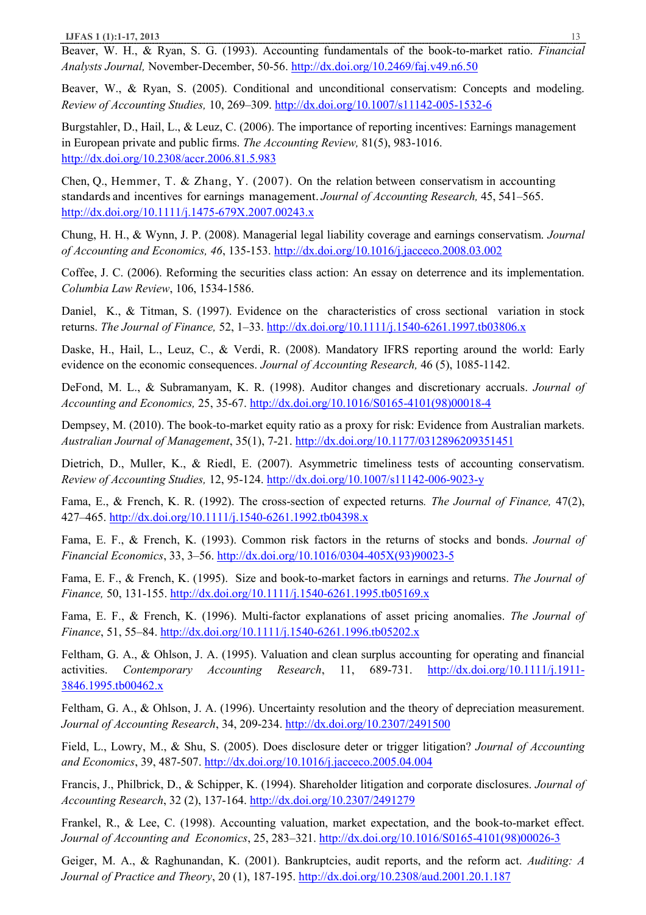Beaver, W. H., & Ryan, S. G. (1993). Accounting fundamentals of the book-to-market ratio. *Financial Analysts Journal,* November-December, 50-56. http://dx.doi.org/10.2469/faj.v49.n6.50

Beaver, W., & Ryan, S. (2005). Conditional and unconditional conservatism: Concepts and modeling. *Review of Accounting Studies,* 10, 269–309. http://dx.doi.org/10.1007/s11142-005-1532-6

Burgstahler, D., Hail, L., & Leuz, C. (2006). The importance of reporting incentives: Earnings management in European private and public firms. *The Accounting Review,* 81(5), 983-1016. http://dx.doi.org/10.2308/accr.2006.81.5.983

Chen, Q., Hemmer, T. & Zhang, Y. (2007). On the relation between conservatism in accounting standards and incentives for earnings management. *Journal of Accounting Research,* 45, 541–565. http://dx.doi.org/10.1111/j.1475-679X.2007.00243.x

Chung, H. H., & Wynn, J. P. (2008). Managerial legal liability coverage and earnings conservatism. *Journal of Accounting and Economics, 46*, 135-153. http://dx.doi.org/10.1016/j.jacceco.2008.03.002

Coffee, J. C. (2006). Reforming the securities class action: An essay on deterrence and its implementation. *Columbia Law Review*, 106, 1534-1586.

Daniel, K., & Titman, S. (1997). Evidence on the characteristics of cross sectional variation in stock returns. *The Journal of Finance,* 52, 1–33. http://dx.doi.org/10.1111/j.1540-6261.1997.tb03806.x

Daske, H., Hail, L., Leuz, C., & Verdi, R. (2008). Mandatory IFRS reporting around the world: Early evidence on the economic consequences. *Journal of Accounting Research,* 46 (5), 1085-1142.

DeFond, M. L., & Subramanyam, K. R. (1998). Auditor changes and discretionary accruals. *Journal of Accounting and Economics,* 25, 35-67. http://dx.doi.org/10.1016/S0165-4101(98)00018-4

Dempsey, M. (2010). The book-to-market equity ratio as a proxy for risk: Evidence from Australian markets. *Australian Journal of Management*, 35(1), 7-21. http://dx.doi.org/10.1177/0312896209351451

Dietrich, D., Muller, K., & Riedl, E. (2007). Asymmetric timeliness tests of accounting conservatism. *Review of Accounting Studies,* 12, 95-124. http://dx.doi.org/10.1007/s11142-006-9023-y

Fama, E., & French, K. R. (1992). The cross-section of expected returns*. The Journal of Finance,* 47(2), 427–465. http://dx.doi.org/10.1111/j.1540-6261.1992.tb04398.x

Fama, E. F., & French, K. (1993). Common risk factors in the returns of stocks and bonds. *Journal of Financial Economics*, 33, 3–56. http://dx.doi.org/10.1016/0304-405X(93)90023-5

Fama, E. F., & French, K. (1995). Size and book-to-market factors in earnings and returns. *The Journal of Finance,* 50, 131-155. http://dx.doi.org/10.1111/j.1540-6261.1995.tb05169.x

Fama, E. F., & French, K. (1996). Multi-factor explanations of asset pricing anomalies. *The Journal of Finance*, 51, 55–84. http://dx.doi.org/10.1111/j.1540-6261.1996.tb05202.x

Feltham, G. A., & Ohlson, J. A. (1995). Valuation and clean surplus accounting for operating and financial activities. *Contemporary Accounting Research*, 11, 689-731. http://dx.doi.org/10.1111/j.1911-3846.1995.tb00462.x

Feltham, G. A., & Ohlson, J. A. (1996). Uncertainty resolution and the theory of depreciation measurement. *Journal of Accounting Research*, 34, 209-234. http://dx.doi.org/10.2307/2491500

Field, L., Lowry, M., & Shu, S. (2005). Does disclosure deter or trigger litigation? *Journal of Accounting and Economics*, 39, 487-507. http://dx.doi.org/10.1016/j.jacceco.2005.04.004

Francis, J., Philbrick, D., & Schipper, K. (1994). Shareholder litigation and corporate disclosures. *Journal of Accounting Research*, 32 (2), 137-164. http://dx.doi.org/10.2307/2491279

Frankel, R., & Lee, C. (1998). Accounting valuation, market expectation, and the book-to-market effect. *Journal of Accounting and Economics*, 25, 283–321. http://dx.doi.org/10.1016/S0165-4101(98)00026-3

Geiger, M. A., & Raghunandan, K. (2001). Bankruptcies, audit reports, and the reform act. *Auditing: A Journal of Practice and Theory*, 20 (1), 187-195. http://dx.doi.org/10.2308/aud.2001.20.1.187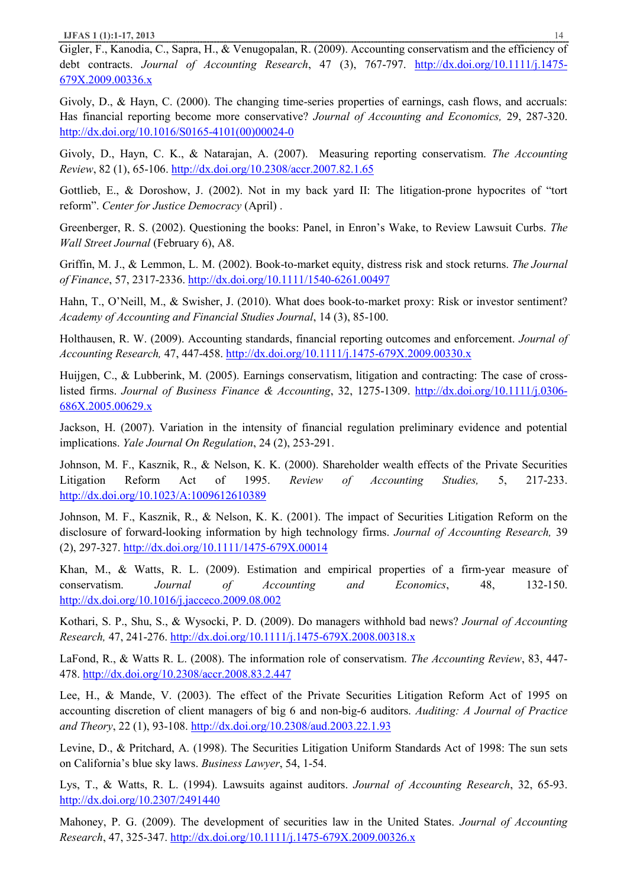Gigler, F., Kanodia, C., Sapra, H., & Venugopalan, R. (2009). Accounting conservatism and the efficiency of debt contracts. *Journal of Accounting Research*, 47 (3), 767-797. http://dx.doi.org/10.1111/j.1475-679X.2009.00336.x

Givoly, D., & Hayn, C. (2000). The changing time-series properties of earnings, cash flows, and accruals: Has financial reporting become more conservative? *Journal of Accounting and Economics,* 29, 287-320. http://dx.doi.org/10.1016/S0165-4101(00)00024-0

Givoly, D., Hayn, C. K., & Natarajan, A. (2007). Measuring reporting conservatism. *The Accounting Review*, 82 (1), 65-106. http://dx.doi.org/10.2308/accr.2007.82.1.65

Gottlieb, E., & Doroshow, J. (2002). Not in my back yard II: The litigation-prone hypocrites of "tort reform". *Center for Justice Democracy* (April) .

Greenberger, R. S. (2002). Questioning the books: Panel, in Enron's Wake, to Review Lawsuit Curbs. *The Wall Street Journal* (February 6), A8.

Griffin, M. J., & Lemmon, L. M. (2002). Book-to-market equity, distress risk and stock returns. *The Journal of Finance*, 57, 2317-2336. http://dx.doi.org/10.1111/1540-6261.00497

Hahn, T., O'Neill, M., & Swisher, J. (2010). What does book-to-market proxy: Risk or investor sentiment? *Academy of Accounting and Financial Studies Journal*, 14 (3), 85-100.

Holthausen, R. W. (2009). Accounting standards, financial reporting outcomes and enforcement. *Journal of Accounting Research,* 47, 447-458. http://dx.doi.org/10.1111/j.1475-679X.2009.00330.x

Huijgen, C., & Lubberink, M. (2005). Earnings conservatism, litigation and contracting: The case of cross-listed firms. *Journal of Business Finance & Accounting*, 32, 1275-1309. http://dx.doi.org/10.1111/j.0306-686X.2005.00629.x

Jackson, H. (2007). Variation in the intensity of financial regulation preliminary evidence and potential implications. *Yale Journal On Regulation*, 24 (2), 253-291.

Johnson, M. F., Kasznik, R., & Nelson, K. K. (2000). Shareholder wealth effects of the Private Securities Litigation Reform Act of 1995. *Review of Accounting Studies,* 5, 217-233. http://dx.doi.org/10.1023/A:1009612610389

Johnson, M. F., Kasznik, R., & Nelson, K. K. (2001). The impact of Securities Litigation Reform on the disclosure of forward-looking information by high technology firms. *Journal of Accounting Research,* 39 (2), 297-327. http://dx.doi.org/10.1111/1475-679X.00014

Khan, M., & Watts, R. L. (2009). Estimation and empirical properties of a firm-year measure of conservatism. *Journal of Accounting and Economics*, 48, 132-150. http://dx.doi.org/10.1016/j.jacceco.2009.08.002

Kothari, S. P., Shu, S., & Wysocki, P. D. (2009). Do managers withhold bad news? *Journal of Accounting Research,* 47, 241-276. http://dx.doi.org/10.1111/j.1475-679X.2008.00318.x

LaFond, R., & Watts R. L. (2008). The information role of conservatism. *The Accounting Review*, 83, 447-478. http://dx.doi.org/10.2308/accr.2008.83.2.447

Lee, H., & Mande, V. (2003). The effect of the Private Securities Litigation Reform Act of 1995 on accounting discretion of client managers of big 6 and non-big-6 auditors. *Auditing: A Journal of Practice and Theory*, 22 (1), 93-108. http://dx.doi.org/10.2308/aud.2003.22.1.93

Levine, D., & Pritchard, A. (1998). The Securities Litigation Uniform Standards Act of 1998: The sun sets on California's blue sky laws. *Business Lawyer*, 54, 1-54.

Lys, T., & Watts, R. L. (1994). Lawsuits against auditors. *Journal of Accounting Research*, 32, 65-93. http://dx.doi.org/10.2307/2491440

Mahoney, P. G. (2009). The development of securities law in the United States. *Journal of Accounting Research*, 47, 325-347. http://dx.doi.org/10.1111/j.1475-679X.2009.00326.x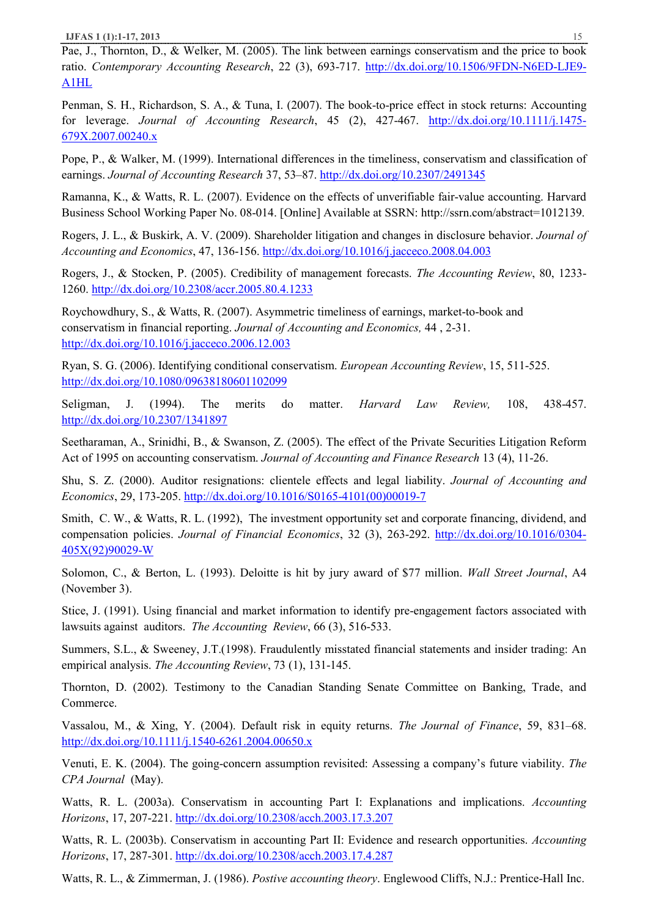Pae, J., Thornton, D., & Welker, M. (2005). The link between earnings conservatism and the price to book ratio. *Contemporary Accounting Research*, 22 (3), 693-717. http://dx.doi.org/10.1506/9FDN-N6ED-LJE9-A1HL

Penman, S. H., Richardson, S. A., & Tuna, I. (2007). The book-to-price effect in stock returns: Accounting for leverage. *Journal of Accounting Research*, 45 (2), 427-467. http://dx.doi.org/10.1111/j.1475-679X.2007.00240.x

Pope, P., & Walker, M. (1999). International differences in the timeliness, conservatism and classification of earnings. *Journal of Accounting Research* 37, 53–87. http://dx.doi.org/10.2307/2491345

Ramanna, K., & Watts, R. L. (2007). Evidence on the effects of unverifiable fair-value accounting. Harvard Business School Working Paper No. 08-014. [Online] Available at SSRN: http://ssrn.com/abstract=1012139.

Rogers, J. L., & Buskirk, A. V. (2009). Shareholder litigation and changes in disclosure behavior. *Journal of Accounting and Economics*, 47, 136-156. http://dx.doi.org/10.1016/j.jacceco.2008.04.003

Rogers, J., & Stocken, P. (2005). Credibility of management forecasts. *The Accounting Review*, 80, 1233-1260. http://dx.doi.org/10.2308/accr.2005.80.4.1233

Roychowdhury, S., & Watts, R. (2007). Asymmetric timeliness of earnings, market-to-book and conservatism in financial reporting. *Journal of Accounting and Economics,* 44 , 2-31. http://dx.doi.org/10.1016/j.jacceco.2006.12.003

Ryan, S. G. (2006). Identifying conditional conservatism. *European Accounting Review*, 15, 511-525. http://dx.doi.org/10.1080/09638180601102099

Seligman, J. (1994). The merits do matter. *Harvard Law Review,* 108, 438-457. http://dx.doi.org/10.2307/1341897

Seetharaman, A., Srinidhi, B., & Swanson, Z. (2005). The effect of the Private Securities Litigation Reform Act of 1995 on accounting conservatism. *Journal of Accounting and Finance Research* 13 (4), 11-26.

Shu, S. Z. (2000). Auditor resignations: clientele effects and legal liability. *Journal of Accounting and Economics*, 29, 173-205. http://dx.doi.org/10.1016/S0165-4101(00)00019-7

Smith, C. W., & Watts, R. L. (1992), The investment opportunity set and corporate financing, dividend, and compensation policies. *Journal of Financial Economics*, 32 (3), 263-292. http://dx.doi.org/10.1016/0304-405X(92)90029-W

Solomon, C., & Berton, L. (1993). Deloitte is hit by jury award of $77 million. *Wall Street Journal*, A4 (November 3).

Stice, J. (1991). Using financial and market information to identify pre-engagement factors associated with lawsuits against auditors. *The Accounting Review*, 66 (3), 516-533.

Summers, S.L., & Sweeney, J.T.(1998). Fraudulently misstated financial statements and insider trading: An empirical analysis. *The Accounting Review*, 73 (1), 131-145.

Thornton, D. (2002). Testimony to the Canadian Standing Senate Committee on Banking, Trade, and Commerce.

Vassalou, M., & Xing, Y. (2004). Default risk in equity returns. *The Journal of Finance*, 59, 831–68. http://dx.doi.org/10.1111/j.1540-6261.2004.00650.x

Venuti, E. K. (2004). The going-concern assumption revisited: Assessing a company's future viability. *The CPA Journal* (May).

Watts, R. L. (2003a). Conservatism in accounting Part I: Explanations and implications. *Accounting Horizons*, 17, 207-221. http://dx.doi.org/10.2308/acch.2003.17.3.207

Watts, R. L. (2003b). Conservatism in accounting Part II: Evidence and research opportunities. *Accounting Horizons*, 17, 287-301. http://dx.doi.org/10.2308/acch.2003.17.4.287

Watts, R. L., & Zimmerman, J. (1986). *Postive accounting theory*. Englewood Cliffs, N.J.: Prentice-Hall Inc.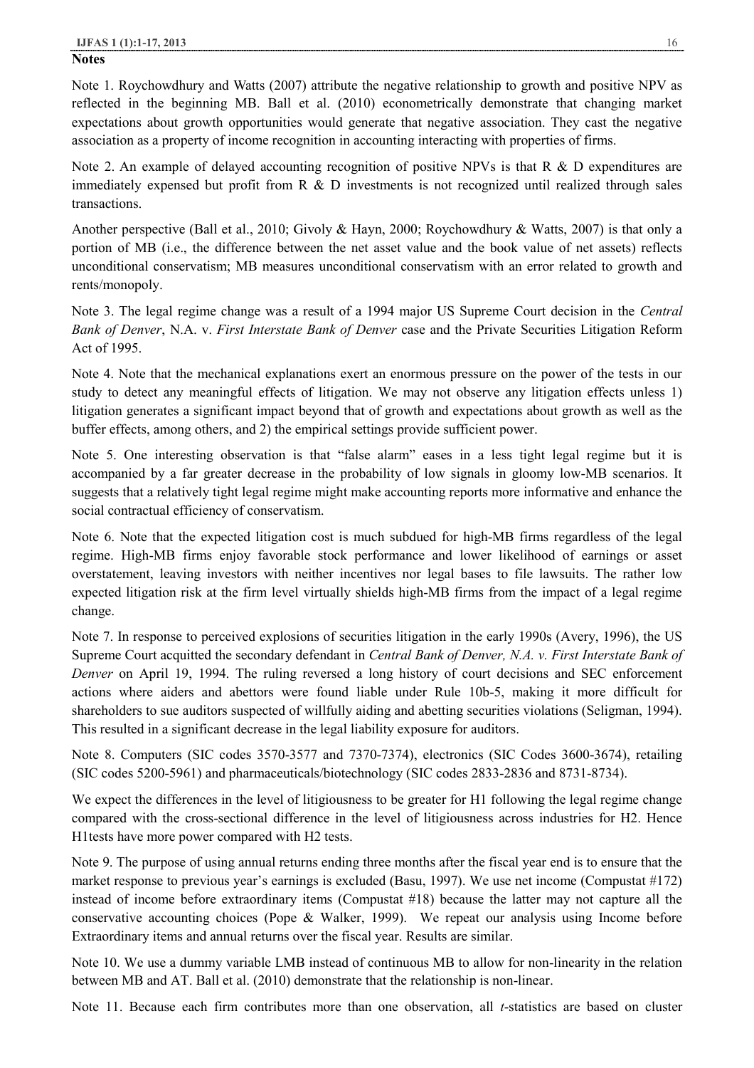**Notes**

Note 1. Roychowdhury and Watts (2007) attribute the negative relationship to growth and positive NPV as reflected in the beginning MB. Ball et al. (2010) econometrically demonstrate that changing market expectations about growth opportunities would generate that negative association. They cast the negative association as a property of income recognition in accounting interacting with properties of firms.

Note 2. An example of delayed accounting recognition of positive NPVs is that R & D expenditures are immediately expensed but profit from R & D investments is not recognized until realized through sales transactions.

Another perspective (Ball et al., 2010; Givoly & Hayn, 2000; Roychowdhury & Watts, 2007) is that only a portion of MB (i.e., the difference between the net asset value and the book value of net assets) reflects unconditional conservatism; MB measures unconditional conservatism with an error related to growth and rents/monopoly.

Note 3. The legal regime change was a result of a 1994 major US Supreme Court decision in the *Central Bank of Denver*, N.A. v. *First Interstate Bank of Denver* case and the Private Securities Litigation Reform Act of 1995.

Note 4. Note that the mechanical explanations exert an enormous pressure on the power of the tests in our study to detect any meaningful effects of litigation. We may not observe any litigation effects unless 1) litigation generates a significant impact beyond that of growth and expectations about growth as well as the buffer effects, among others, and 2) the empirical settings provide sufficient power.

Note 5. One interesting observation is that "false alarm" eases in a less tight legal regime but it is accompanied by a far greater decrease in the probability of low signals in gloomy low-MB scenarios. It suggests that a relatively tight legal regime might make accounting reports more informative and enhance the social contractual efficiency of conservatism.

Note 6. Note that the expected litigation cost is much subdued for high-MB firms regardless of the legal regime. High-MB firms enjoy favorable stock performance and lower likelihood of earnings or asset overstatement, leaving investors with neither incentives nor legal bases to file lawsuits. The rather low expected litigation risk at the firm level virtually shields high-MB firms from the impact of a legal regime change.

Note 7. In response to perceived explosions of securities litigation in the early 1990s (Avery, 1996), the US Supreme Court acquitted the secondary defendant in *Central Bank of Denver, N.A. v. First Interstate Bank of Denver* on April 19, 1994. The ruling reversed a long history of court decisions and SEC enforcement actions where aiders and abettors were found liable under Rule 10b-5, making it more difficult for shareholders to sue auditors suspected of willfully aiding and abetting securities violations (Seligman, 1994). This resulted in a significant decrease in the legal liability exposure for auditors.

Note 8. Computers (SIC codes 3570-3577 and 7370-7374), electronics (SIC Codes 3600-3674), retailing (SIC codes 5200-5961) and pharmaceuticals/biotechnology (SIC codes 2833-2836 and 8731-8734).

We expect the differences in the level of litigiousness to be greater for H1 following the legal regime change compared with the cross-sectional difference in the level of litigiousness across industries for H2. Hence H1tests have more power compared with H2 tests.

Note 9. The purpose of using annual returns ending three months after the fiscal year end is to ensure that the market response to previous year's earnings is excluded (Basu, 1997). We use net income (Compustat #172) instead of income before extraordinary items (Compustat #18) because the latter may not capture all the conservative accounting choices (Pope & Walker, 1999). We repeat our analysis using Income before Extraordinary items and annual returns over the fiscal year. Results are similar.

Note 10. We use a dummy variable LMB instead of continuous MB to allow for non-linearity in the relation between MB and AT. Ball et al. (2010) demonstrate that the relationship is non-linear.

Note 11. Because each firm contributes more than one observation, all *t*-statistics are based on cluster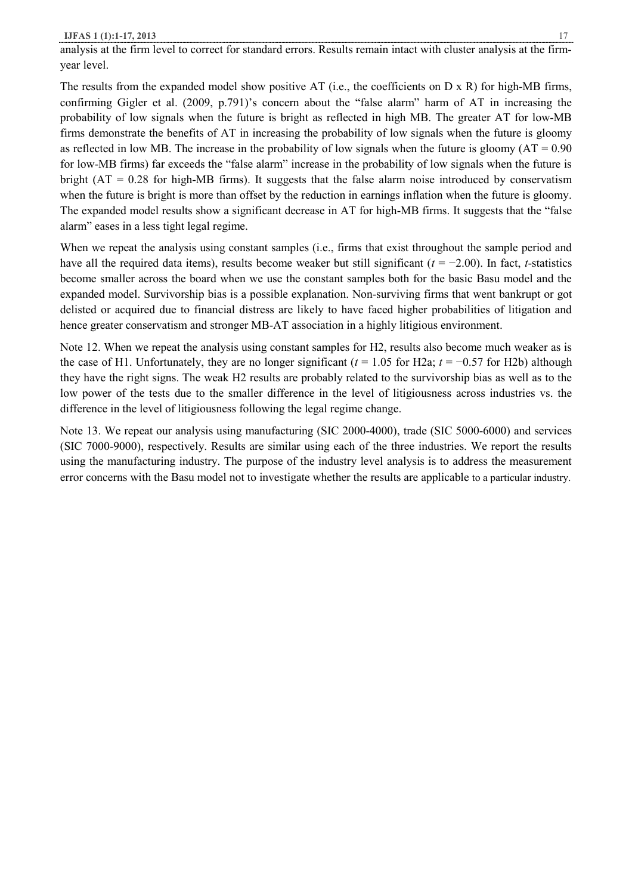analysis at the firm level to correct for standard errors. Results remain intact with cluster analysis at the firm-year level.

The results from the expanded model show positive AT (i.e., the coefficients on D x R) for high-MB firms, confirming Gigler et al. (2009, p.791)'s concern about the "false alarm" harm of AT in increasing the probability of low signals when the future is bright as reflected in high MB. The greater AT for low-MB firms demonstrate the benefits of AT in increasing the probability of low signals when the future is gloomy as reflected in low MB. The increase in the probability of low signals when the future is gloomy (AT = 0.90 for low-MB firms) far exceeds the "false alarm" increase in the probability of low signals when the future is bright (AT = 0.28 for high-MB firms). It suggests that the false alarm noise introduced by conservatism when the future is bright is more than offset by the reduction in earnings inflation when the future is gloomy. The expanded model results show a significant decrease in AT for high-MB firms. It suggests that the "false alarm" eases in a less tight legal regime.

When we repeat the analysis using constant samples (i.e., firms that exist throughout the sample period and have all the required data items), results become weaker but still significant ($t = -2.00$). In fact, *t*-statistics become smaller across the board when we use the constant samples both for the basic Basu model and the expanded model. Survivorship bias is a possible explanation. Non-surviving firms that went bankrupt or got delisted or acquired due to financial distress are likely to have faced higher probabilities of litigation and hence greater conservatism and stronger MB-AT association in a highly litigious environment.

Note 12. When we repeat the analysis using constant samples for H2, results also become much weaker as is the case of H1. Unfortunately, they are no longer significant ($t = 1.05$ for H2a; $t = -0.57$ for H2b) although they have the right signs. The weak H2 results are probably related to the survivorship bias as well as to the low power of the tests due to the smaller difference in the level of litigiousness across industries vs. the difference in the level of litigiousness following the legal regime change.

Note 13. We repeat our analysis using manufacturing (SIC 2000-4000), trade (SIC 5000-6000) and services (SIC 7000-9000), respectively. Results are similar using each of the three industries. We report the results using the manufacturing industry. The purpose of the industry level analysis is to address the measurement error concerns with the Basu model not to investigate whether the results are applicable to a particular industry.